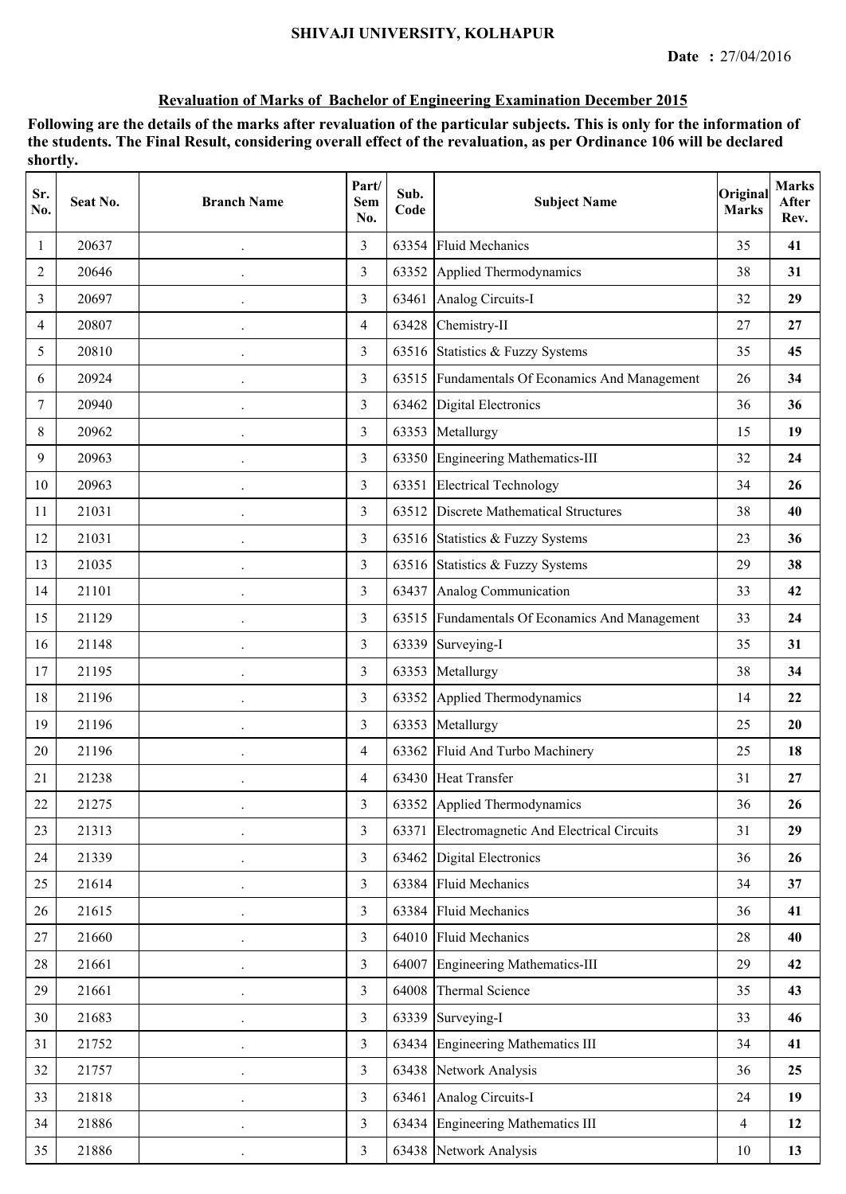# SHIVAJI UNIVERSITY, KOLHAPUR

**Date :** 27/04/2016

## Revaluation of Marks of Bachelor of Engineering Examination December 2015

**Following are the details of the marks after revaluation of the particular subjects. This is only for the information of the students. The Final Result, considering overall effect of the revaluation, as per Ordinance 106 will be declared shortly.**

| Sr. No. | Seat No. | Branch Name | Part/ Sem No. | Sub. Code | Subject Name | Original Marks | Marks After Rev. |
|---|---|---|---|---|---|---|---|
| 1 | 20637 | . | 3 | 63354 | Fluid Mechanics | 35 | **41** |
| 2 | 20646 | . | 3 | 63352 | Applied Thermodynamics | 38 | **31** |
| 3 | 20697 | . | 3 | 63461 | Analog Circuits-I | 32 | **29** |
| 4 | 20807 | . | 4 | 63428 | Chemistry-II | 27 | **27** |
| 5 | 20810 | . | 3 | 63516 | Statistics & Fuzzy Systems | 35 | **45** |
| 6 | 20924 | . | 3 | 63515 | Fundamentals Of Econamics And Management | 26 | **34** |
| 7 | 20940 | . | 3 | 63462 | Digital Electronics | 36 | **36** |
| 8 | 20962 | . | 3 | 63353 | Metallurgy | 15 | **19** |
| 9 | 20963 | . | 3 | 63350 | Engineering Mathematics-III | 32 | **24** |
| 10 | 20963 | . | 3 | 63351 | Electrical Technology | 34 | **26** |
| 11 | 21031 | . | 3 | 63512 | Discrete Mathematical Structures | 38 | **40** |
| 12 | 21031 | . | 3 | 63516 | Statistics & Fuzzy Systems | 23 | **36** |
| 13 | 21035 | . | 3 | 63516 | Statistics & Fuzzy Systems | 29 | **38** |
| 14 | 21101 | . | 3 | 63437 | Analog Communication | 33 | **42** |
| 15 | 21129 | . | 3 | 63515 | Fundamentals Of Econamics And Management | 33 | **24** |
| 16 | 21148 | . | 3 | 63339 | Surveying-I | 35 | **31** |
| 17 | 21195 | . | 3 | 63353 | Metallurgy | 38 | **34** |
| 18 | 21196 | . | 3 | 63352 | Applied Thermodynamics | 14 | **22** |
| 19 | 21196 | . | 3 | 63353 | Metallurgy | 25 | **20** |
| 20 | 21196 | . | 4 | 63362 | Fluid And Turbo Machinery | 25 | **18** |
| 21 | 21238 | . | 4 | 63430 | Heat Transfer | 31 | **27** |
| 22 | 21275 | . | 3 | 63352 | Applied Thermodynamics | 36 | **26** |
| 23 | 21313 | . | 3 | 63371 | Electromagnetic And Electrical Circuits | 31 | **29** |
| 24 | 21339 | . | 3 | 63462 | Digital Electronics | 36 | **26** |
| 25 | 21614 | . | 3 | 63384 | Fluid Mechanics | 34 | **37** |
| 26 | 21615 | . | 3 | 63384 | Fluid Mechanics | 36 | **41** |
| 27 | 21660 | . | 3 | 64010 | Fluid Mechanics | 28 | **40** |
| 28 | 21661 | . | 3 | 64007 | Engineering Mathematics-III | 29 | **42** |
| 29 | 21661 | . | 3 | 64008 | Thermal Science | 35 | **43** |
| 30 | 21683 | . | 3 | 63339 | Surveying-I | 33 | **46** |
| 31 | 21752 | . | 3 | 63434 | Engineering Mathematics III | 34 | **41** |
| 32 | 21757 | . | 3 | 63438 | Network Analysis | 36 | **25** |
| 33 | 21818 | . | 3 | 63461 | Analog Circuits-I | 24 | **19** |
| 34 | 21886 | . | 3 | 63434 | Engineering Mathematics III | 4 | **12** |
| 35 | 21886 | . | 3 | 63438 | Network Analysis | 10 | **13** |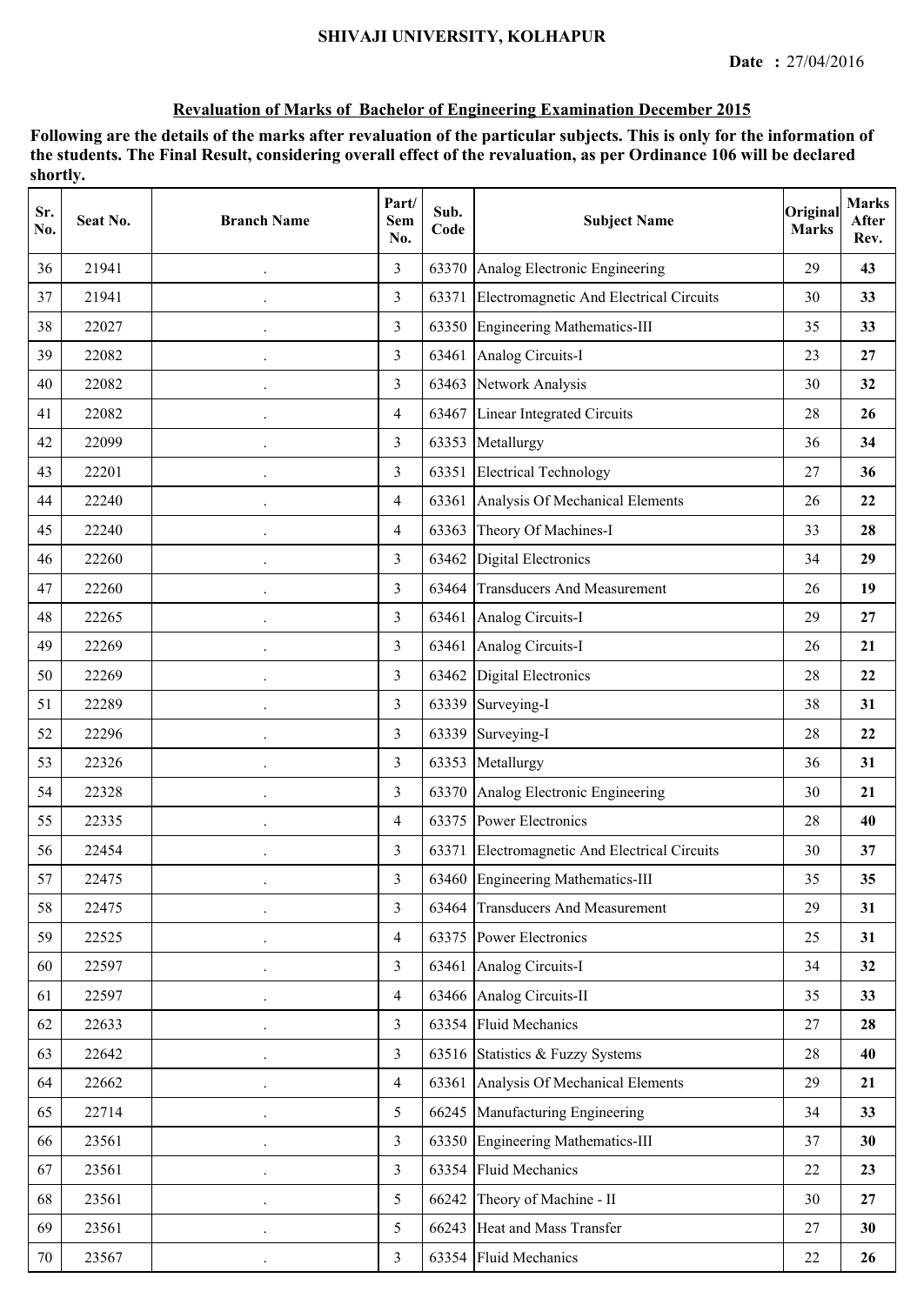**SHIVAJI UNIVERSITY, KOLHAPUR**

**Date : 27/04/2016**

**Revaluation of Marks of Bachelor of Engineering Examination December 2015**

**Following are the details of the marks after revaluation of the particular subjects. This is only for the information of the students. The Final Result, considering overall effect of the revaluation, as per Ordinance 106 will be declared shortly.**

| Sr. No. | Seat No. | Branch Name | Part/ Sem No. | Sub. Code | Subject Name | Original Marks | Marks After Rev. |
|---|---|---|---|---|---|---|---|
| 36 | 21941 | . | 3 | 63370 | Analog Electronic Engineering | 29 | **43** |
| 37 | 21941 | . | 3 | 63371 | Electromagnetic And Electrical Circuits | 30 | **33** |
| 38 | 22027 | . | 3 | 63350 | Engineering Mathematics-III | 35 | **33** |
| 39 | 22082 | . | 3 | 63461 | Analog Circuits-I | 23 | **27** |
| 40 | 22082 | . | 3 | 63463 | Network Analysis | 30 | **32** |
| 41 | 22082 | . | 4 | 63467 | Linear Integrated Circuits | 28 | **26** |
| 42 | 22099 | . | 3 | 63353 | Metallurgy | 36 | **34** |
| 43 | 22201 | . | 3 | 63351 | Electrical Technology | 27 | **36** |
| 44 | 22240 | . | 4 | 63361 | Analysis Of Mechanical Elements | 26 | **22** |
| 45 | 22240 | . | 4 | 63363 | Theory Of Machines-I | 33 | **28** |
| 46 | 22260 | . | 3 | 63462 | Digital Electronics | 34 | **29** |
| 47 | 22260 | . | 3 | 63464 | Transducers And Measurement | 26 | **19** |
| 48 | 22265 | . | 3 | 63461 | Analog Circuits-I | 29 | **27** |
| 49 | 22269 | . | 3 | 63461 | Analog Circuits-I | 26 | **21** |
| 50 | 22269 | . | 3 | 63462 | Digital Electronics | 28 | **22** |
| 51 | 22289 | . | 3 | 63339 | Surveying-I | 38 | **31** |
| 52 | 22296 | . | 3 | 63339 | Surveying-I | 28 | **22** |
| 53 | 22326 | . | 3 | 63353 | Metallurgy | 36 | **31** |
| 54 | 22328 | . | 3 | 63370 | Analog Electronic Engineering | 30 | **21** |
| 55 | 22335 | . | 4 | 63375 | Power Electronics | 28 | **40** |
| 56 | 22454 | . | 3 | 63371 | Electromagnetic And Electrical Circuits | 30 | **37** |
| 57 | 22475 | . | 3 | 63460 | Engineering Mathematics-III | 35 | **35** |
| 58 | 22475 | . | 3 | 63464 | Transducers And Measurement | 29 | **31** |
| 59 | 22525 | . | 4 | 63375 | Power Electronics | 25 | **31** |
| 60 | 22597 | . | 3 | 63461 | Analog Circuits-I | 34 | **32** |
| 61 | 22597 | . | 4 | 63466 | Analog Circuits-II | 35 | **33** |
| 62 | 22633 | . | 3 | 63354 | Fluid Mechanics | 27 | **28** |
| 63 | 22642 | . | 3 | 63516 | Statistics & Fuzzy Systems | 28 | **40** |
| 64 | 22662 | . | 4 | 63361 | Analysis Of Mechanical Elements | 29 | **21** |
| 65 | 22714 | . | 5 | 66245 | Manufacturing Engineering | 34 | **33** |
| 66 | 23561 | . | 3 | 63350 | Engineering Mathematics-III | 37 | **30** |
| 67 | 23561 | . | 3 | 63354 | Fluid Mechanics | 22 | **23** |
| 68 | 23561 | . | 5 | 66242 | Theory of Machine - II | 30 | **27** |
| 69 | 23561 | . | 5 | 66243 | Heat and Mass Transfer | 27 | **30** |
| 70 | 23567 | . | 3 | 63354 | Fluid Mechanics | 22 | **26** |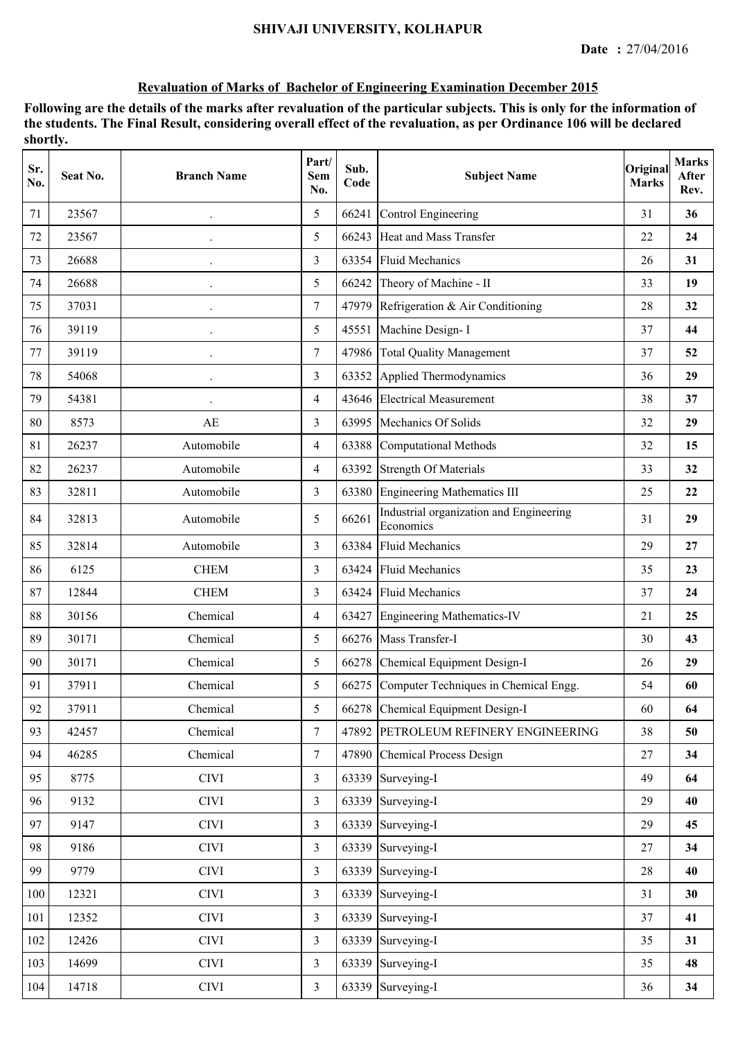SHIVAJI UNIVERSITY, KOLHAPUR

**Date : 27/04/2016**

**Revaluation of Marks of Bachelor of Engineering Examination December 2015**

**Following are the details of the marks after revaluation of the particular subjects. This is only for the information of the students. The Final Result, considering overall effect of the revaluation, as per Ordinance 106 will be declared shortly.**

| Sr. No. | Seat No. | Branch Name | Part/ Sem No. | Sub. Code | Subject Name | Original Marks | Marks After Rev. |
|---|---|---|---|---|---|---|---|
| 71 | 23567 | . | 5 | 66241 | Control Engineering | 31 | **36** |
| 72 | 23567 | . | 5 | 66243 | Heat and Mass Transfer | 22 | **24** |
| 73 | 26688 | . | 3 | 63354 | Fluid Mechanics | 26 | **31** |
| 74 | 26688 | . | 5 | 66242 | Theory of Machine - II | 33 | **19** |
| 75 | 37031 | . | 7 | 47979 | Refrigeration & Air Conditioning | 28 | **32** |
| 76 | 39119 | . | 5 | 45551 | Machine Design- I | 37 | **44** |
| 77 | 39119 | . | 7 | 47986 | Total Quality Management | 37 | **52** |
| 78 | 54068 | . | 3 | 63352 | Applied Thermodynamics | 36 | **29** |
| 79 | 54381 | . | 4 | 43646 | Electrical Measurement | 38 | **37** |
| 80 | 8573 | AE | 3 | 63995 | Mechanics Of Solids | 32 | **29** |
| 81 | 26237 | Automobile | 4 | 63388 | Computational Methods | 32 | **15** |
| 82 | 26237 | Automobile | 4 | 63392 | Strength Of Materials | 33 | **32** |
| 83 | 32811 | Automobile | 3 | 63380 | Engineering Mathematics III | 25 | **22** |
| 84 | 32813 | Automobile | 5 | 66261 | Industrial organization and Engineering Economics | 31 | **29** |
| 85 | 32814 | Automobile | 3 | 63384 | Fluid Mechanics | 29 | **27** |
| 86 | 6125 | CHEM | 3 | 63424 | Fluid Mechanics | 35 | **23** |
| 87 | 12844 | CHEM | 3 | 63424 | Fluid Mechanics | 37 | **24** |
| 88 | 30156 | Chemical | 4 | 63427 | Engineering Mathematics-IV | 21 | **25** |
| 89 | 30171 | Chemical | 5 | 66276 | Mass Transfer-I | 30 | **43** |
| 90 | 30171 | Chemical | 5 | 66278 | Chemical Equipment Design-I | 26 | **29** |
| 91 | 37911 | Chemical | 5 | 66275 | Computer Techniques in Chemical Engg. | 54 | **60** |
| 92 | 37911 | Chemical | 5 | 66278 | Chemical Equipment Design-I | 60 | **64** |
| 93 | 42457 | Chemical | 7 | 47892 | PETROLEUM REFINERY ENGINEERING | 38 | **50** |
| 94 | 46285 | Chemical | 7 | 47890 | Chemical Process Design | 27 | **34** |
| 95 | 8775 | CIVI | 3 | 63339 | Surveying-I | 49 | **64** |
| 96 | 9132 | CIVI | 3 | 63339 | Surveying-I | 29 | **40** |
| 97 | 9147 | CIVI | 3 | 63339 | Surveying-I | 29 | **45** |
| 98 | 9186 | CIVI | 3 | 63339 | Surveying-I | 27 | **34** |
| 99 | 9779 | CIVI | 3 | 63339 | Surveying-I | 28 | **40** |
| 100 | 12321 | CIVI | 3 | 63339 | Surveying-I | 31 | **30** |
| 101 | 12352 | CIVI | 3 | 63339 | Surveying-I | 37 | **41** |
| 102 | 12426 | CIVI | 3 | 63339 | Surveying-I | 35 | **31** |
| 103 | 14699 | CIVI | 3 | 63339 | Surveying-I | 35 | **48** |
| 104 | 14718 | CIVI | 3 | 63339 | Surveying-I | 36 | **34** |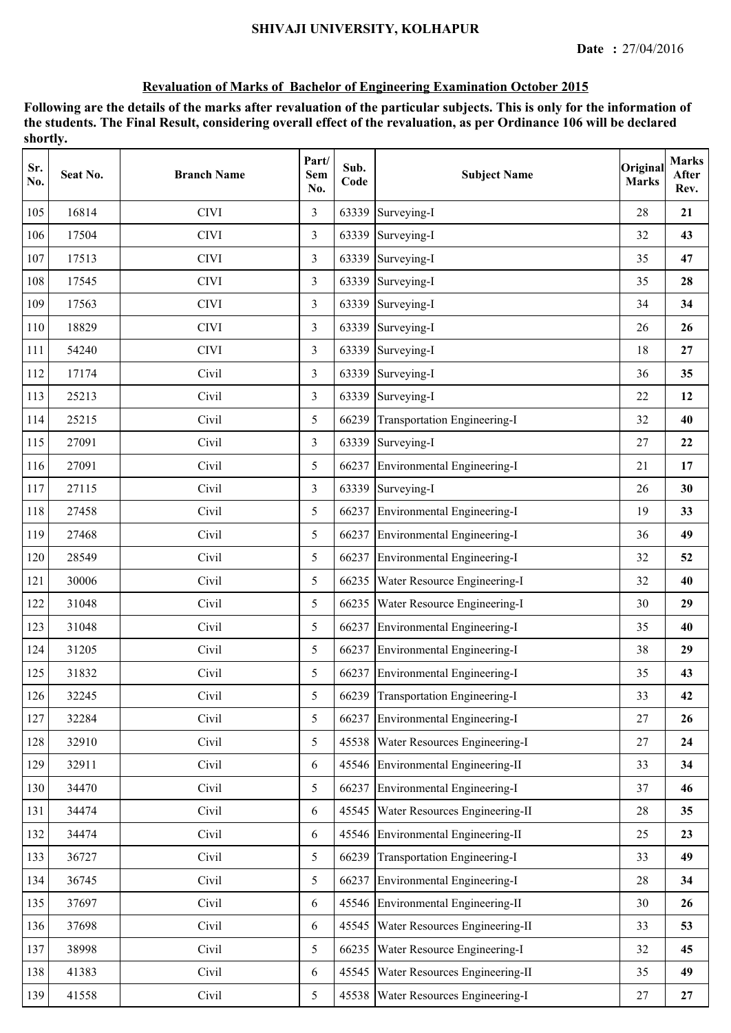**SHIVAJI UNIVERSITY, KOLHAPUR**

**Date :** 27/04/2016

**Revaluation of Marks of Bachelor of Engineering Examination October 2015**

**Following are the details of the marks after revaluation of the particular subjects. This is only for the information of the students. The Final Result, considering overall effect of the revaluation, as per Ordinance 106 will be declared shortly.**

| Sr. No. | Seat No. | Branch Name | Part/ Sem No. | Sub. Code | Subject Name | Original Marks | Marks After Rev. |
|---|---|---|---|---|---|---|---|
| 105 | 16814 | CIVI | 3 | 63339 | Surveying-I | 28 | **21** |
| 106 | 17504 | CIVI | 3 | 63339 | Surveying-I | 32 | **43** |
| 107 | 17513 | CIVI | 3 | 63339 | Surveying-I | 35 | **47** |
| 108 | 17545 | CIVI | 3 | 63339 | Surveying-I | 35 | **28** |
| 109 | 17563 | CIVI | 3 | 63339 | Surveying-I | 34 | **34** |
| 110 | 18829 | CIVI | 3 | 63339 | Surveying-I | 26 | **26** |
| 111 | 54240 | CIVI | 3 | 63339 | Surveying-I | 18 | **27** |
| 112 | 17174 | Civil | 3 | 63339 | Surveying-I | 36 | **35** |
| 113 | 25213 | Civil | 3 | 63339 | Surveying-I | 22 | **12** |
| 114 | 25215 | Civil | 5 | 66239 | Transportation Engineering-I | 32 | **40** |
| 115 | 27091 | Civil | 3 | 63339 | Surveying-I | 27 | **22** |
| 116 | 27091 | Civil | 5 | 66237 | Environmental Engineering-I | 21 | **17** |
| 117 | 27115 | Civil | 3 | 63339 | Surveying-I | 26 | **30** |
| 118 | 27458 | Civil | 5 | 66237 | Environmental Engineering-I | 19 | **33** |
| 119 | 27468 | Civil | 5 | 66237 | Environmental Engineering-I | 36 | **49** |
| 120 | 28549 | Civil | 5 | 66237 | Environmental Engineering-I | 32 | **52** |
| 121 | 30006 | Civil | 5 | 66235 | Water Resource Engineering-I | 32 | **40** |
| 122 | 31048 | Civil | 5 | 66235 | Water Resource Engineering-I | 30 | **29** |
| 123 | 31048 | Civil | 5 | 66237 | Environmental Engineering-I | 35 | **40** |
| 124 | 31205 | Civil | 5 | 66237 | Environmental Engineering-I | 38 | **29** |
| 125 | 31832 | Civil | 5 | 66237 | Environmental Engineering-I | 35 | **43** |
| 126 | 32245 | Civil | 5 | 66239 | Transportation Engineering-I | 33 | **42** |
| 127 | 32284 | Civil | 5 | 66237 | Environmental Engineering-I | 27 | **26** |
| 128 | 32910 | Civil | 5 | 45538 | Water Resources Engineering-I | 27 | **24** |
| 129 | 32911 | Civil | 6 | 45546 | Environmental Engineering-II | 33 | **34** |
| 130 | 34470 | Civil | 5 | 66237 | Environmental Engineering-I | 37 | **46** |
| 131 | 34474 | Civil | 6 | 45545 | Water Resources Engineering-II | 28 | **35** |
| 132 | 34474 | Civil | 6 | 45546 | Environmental Engineering-II | 25 | **23** |
| 133 | 36727 | Civil | 5 | 66239 | Transportation Engineering-I | 33 | **49** |
| 134 | 36745 | Civil | 5 | 66237 | Environmental Engineering-I | 28 | **34** |
| 135 | 37697 | Civil | 6 | 45546 | Environmental Engineering-II | 30 | **26** |
| 136 | 37698 | Civil | 6 | 45545 | Water Resources Engineering-II | 33 | **53** |
| 137 | 38998 | Civil | 5 | 66235 | Water Resource Engineering-I | 32 | **45** |
| 138 | 41383 | Civil | 6 | 45545 | Water Resources Engineering-II | 35 | **49** |
| 139 | 41558 | Civil | 5 | 45538 | Water Resources Engineering-I | 27 | **27** |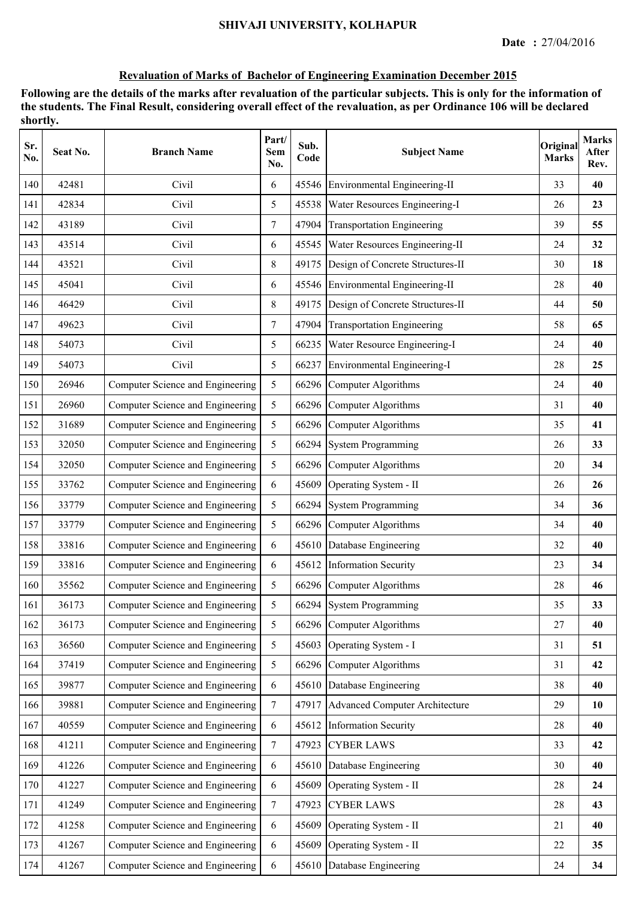SHIVAJI UNIVERSITY, KOLHAPUR

**Date :** 27/04/2016

**Revaluation of Marks of Bachelor of Engineering Examination December 2015**

**Following are the details of the marks after revaluation of the particular subjects. This is only for the information of the students. The Final Result, considering overall effect of the revaluation, as per Ordinance 106 will be declared shortly.**

| Sr. No. | Seat No. | Branch Name | Part/ Sem No. | Sub. Code | Subject Name | Original Marks | Marks After Rev. |
|---|---|---|---|---|---|---|---|
| 140 | 42481 | Civil | 6 | 45546 | Environmental Engineering-II | 33 | **40** |
| 141 | 42834 | Civil | 5 | 45538 | Water Resources Engineering-I | 26 | **23** |
| 142 | 43189 | Civil | 7 | 47904 | Transportation Engineering | 39 | **55** |
| 143 | 43514 | Civil | 6 | 45545 | Water Resources Engineering-II | 24 | **32** |
| 144 | 43521 | Civil | 8 | 49175 | Design of Concrete Structures-II | 30 | **18** |
| 145 | 45041 | Civil | 6 | 45546 | Environmental Engineering-II | 28 | **40** |
| 146 | 46429 | Civil | 8 | 49175 | Design of Concrete Structures-II | 44 | **50** |
| 147 | 49623 | Civil | 7 | 47904 | Transportation Engineering | 58 | **65** |
| 148 | 54073 | Civil | 5 | 66235 | Water Resource Engineering-I | 24 | **40** |
| 149 | 54073 | Civil | 5 | 66237 | Environmental Engineering-I | 28 | **25** |
| 150 | 26946 | Computer Science and Engineering | 5 | 66296 | Computer Algorithms | 24 | **40** |
| 151 | 26960 | Computer Science and Engineering | 5 | 66296 | Computer Algorithms | 31 | **40** |
| 152 | 31689 | Computer Science and Engineering | 5 | 66296 | Computer Algorithms | 35 | **41** |
| 153 | 32050 | Computer Science and Engineering | 5 | 66294 | System Programming | 26 | **33** |
| 154 | 32050 | Computer Science and Engineering | 5 | 66296 | Computer Algorithms | 20 | **34** |
| 155 | 33762 | Computer Science and Engineering | 6 | 45609 | Operating System - II | 26 | **26** |
| 156 | 33779 | Computer Science and Engineering | 5 | 66294 | System Programming | 34 | **36** |
| 157 | 33779 | Computer Science and Engineering | 5 | 66296 | Computer Algorithms | 34 | **40** |
| 158 | 33816 | Computer Science and Engineering | 6 | 45610 | Database Engineering | 32 | **40** |
| 159 | 33816 | Computer Science and Engineering | 6 | 45612 | Information Security | 23 | **34** |
| 160 | 35562 | Computer Science and Engineering | 5 | 66296 | Computer Algorithms | 28 | **46** |
| 161 | 36173 | Computer Science and Engineering | 5 | 66294 | System Programming | 35 | **33** |
| 162 | 36173 | Computer Science and Engineering | 5 | 66296 | Computer Algorithms | 27 | **40** |
| 163 | 36560 | Computer Science and Engineering | 5 | 45603 | Operating System - I | 31 | **51** |
| 164 | 37419 | Computer Science and Engineering | 5 | 66296 | Computer Algorithms | 31 | **42** |
| 165 | 39877 | Computer Science and Engineering | 6 | 45610 | Database Engineering | 38 | **40** |
| 166 | 39881 | Computer Science and Engineering | 7 | 47917 | Advanced Computer Architecture | 29 | **10** |
| 167 | 40559 | Computer Science and Engineering | 6 | 45612 | Information Security | 28 | **40** |
| 168 | 41211 | Computer Science and Engineering | 7 | 47923 | CYBER LAWS | 33 | **42** |
| 169 | 41226 | Computer Science and Engineering | 6 | 45610 | Database Engineering | 30 | **40** |
| 170 | 41227 | Computer Science and Engineering | 6 | 45609 | Operating System - II | 28 | **24** |
| 171 | 41249 | Computer Science and Engineering | 7 | 47923 | CYBER LAWS | 28 | **43** |
| 172 | 41258 | Computer Science and Engineering | 6 | 45609 | Operating System - II | 21 | **40** |
| 173 | 41267 | Computer Science and Engineering | 6 | 45609 | Operating System - II | 22 | **35** |
| 174 | 41267 | Computer Science and Engineering | 6 | 45610 | Database Engineering | 24 | **34** |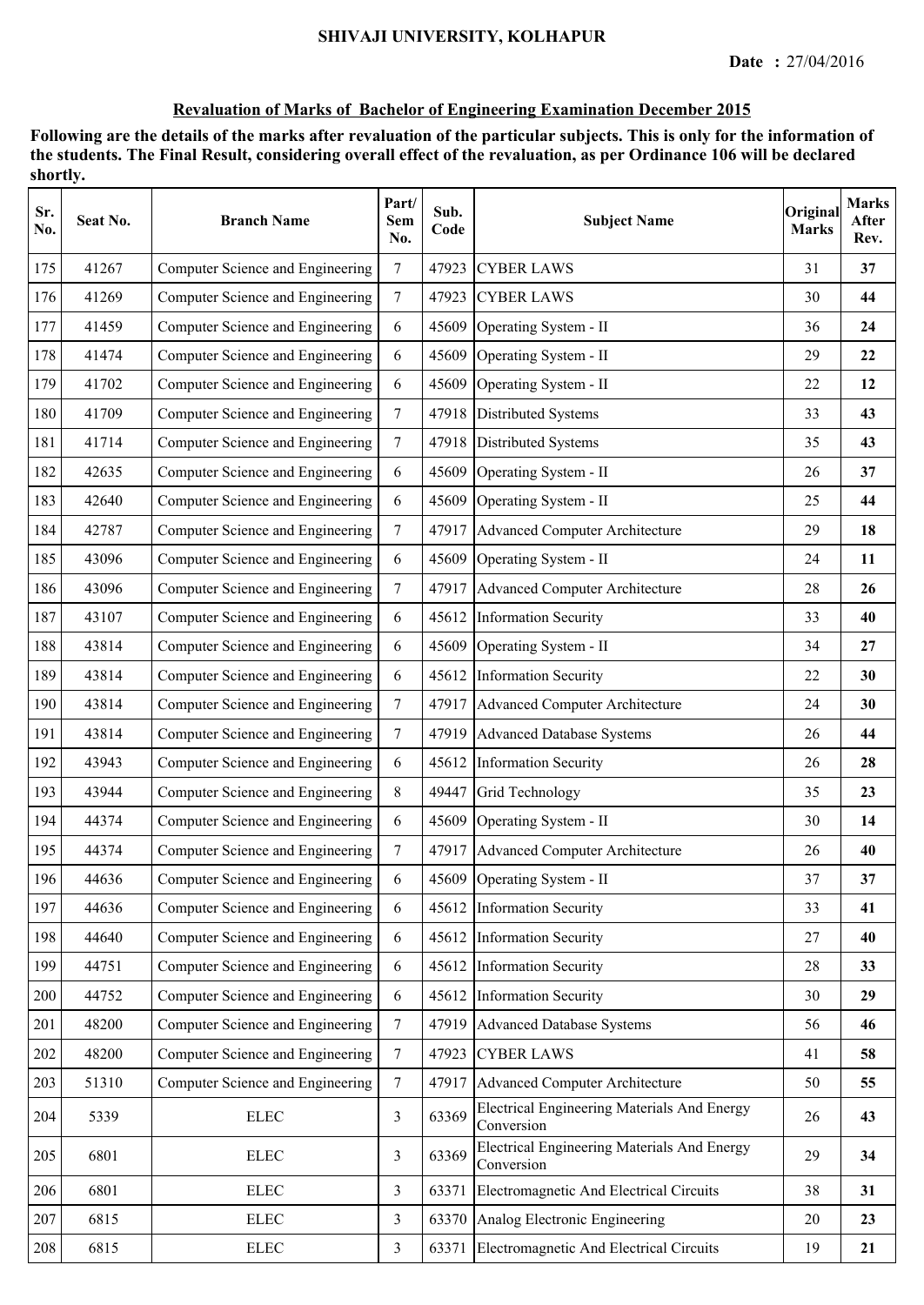SHIVAJI UNIVERSITY, KOLHAPUR

**Date :** 27/04/2016

## Revaluation of Marks of Bachelor of Engineering Examination December 2015

**Following are the details of the marks after revaluation of the particular subjects. This is only for the information of the students. The Final Result, considering overall effect of the revaluation, as per Ordinance 106 will be declared shortly.**

| Sr. No. | Seat No. | Branch Name | Part/ Sem No. | Sub. Code | Subject Name | Original Marks | Marks After Rev. |
|---|---|---|---|---|---|---|---|
| 175 | 41267 | Computer Science and Engineering | 7 | 47923 | CYBER LAWS | 31 | **37** |
| 176 | 41269 | Computer Science and Engineering | 7 | 47923 | CYBER LAWS | 30 | **44** |
| 177 | 41459 | Computer Science and Engineering | 6 | 45609 | Operating System - II | 36 | **24** |
| 178 | 41474 | Computer Science and Engineering | 6 | 45609 | Operating System - II | 29 | **22** |
| 179 | 41702 | Computer Science and Engineering | 6 | 45609 | Operating System - II | 22 | **12** |
| 180 | 41709 | Computer Science and Engineering | 7 | 47918 | Distributed Systems | 33 | **43** |
| 181 | 41714 | Computer Science and Engineering | 7 | 47918 | Distributed Systems | 35 | **43** |
| 182 | 42635 | Computer Science and Engineering | 6 | 45609 | Operating System - II | 26 | **37** |
| 183 | 42640 | Computer Science and Engineering | 6 | 45609 | Operating System - II | 25 | **44** |
| 184 | 42787 | Computer Science and Engineering | 7 | 47917 | Advanced Computer Architecture | 29 | **18** |
| 185 | 43096 | Computer Science and Engineering | 6 | 45609 | Operating System - II | 24 | **11** |
| 186 | 43096 | Computer Science and Engineering | 7 | 47917 | Advanced Computer Architecture | 28 | **26** |
| 187 | 43107 | Computer Science and Engineering | 6 | 45612 | Information Security | 33 | **40** |
| 188 | 43814 | Computer Science and Engineering | 6 | 45609 | Operating System - II | 34 | **27** |
| 189 | 43814 | Computer Science and Engineering | 6 | 45612 | Information Security | 22 | **30** |
| 190 | 43814 | Computer Science and Engineering | 7 | 47917 | Advanced Computer Architecture | 24 | **30** |
| 191 | 43814 | Computer Science and Engineering | 7 | 47919 | Advanced Database Systems | 26 | **44** |
| 192 | 43943 | Computer Science and Engineering | 6 | 45612 | Information Security | 26 | **28** |
| 193 | 43944 | Computer Science and Engineering | 8 | 49447 | Grid Technology | 35 | **23** |
| 194 | 44374 | Computer Science and Engineering | 6 | 45609 | Operating System - II | 30 | **14** |
| 195 | 44374 | Computer Science and Engineering | 7 | 47917 | Advanced Computer Architecture | 26 | **40** |
| 196 | 44636 | Computer Science and Engineering | 6 | 45609 | Operating System - II | 37 | **37** |
| 197 | 44636 | Computer Science and Engineering | 6 | 45612 | Information Security | 33 | **41** |
| 198 | 44640 | Computer Science and Engineering | 6 | 45612 | Information Security | 27 | **40** |
| 199 | 44751 | Computer Science and Engineering | 6 | 45612 | Information Security | 28 | **33** |
| 200 | 44752 | Computer Science and Engineering | 6 | 45612 | Information Security | 30 | **29** |
| 201 | 48200 | Computer Science and Engineering | 7 | 47919 | Advanced Database Systems | 56 | **46** |
| 202 | 48200 | Computer Science and Engineering | 7 | 47923 | CYBER LAWS | 41 | **58** |
| 203 | 51310 | Computer Science and Engineering | 7 | 47917 | Advanced Computer Architecture | 50 | **55** |
| 204 | 5339 | ELEC | 3 | 63369 | Electrical Engineering Materials And Energy Conversion | 26 | **43** |
| 205 | 6801 | ELEC | 3 | 63369 | Electrical Engineering Materials And Energy Conversion | 29 | **34** |
| 206 | 6801 | ELEC | 3 | 63371 | Electromagnetic And Electrical Circuits | 38 | **31** |
| 207 | 6815 | ELEC | 3 | 63370 | Analog Electronic Engineering | 20 | **23** |
| 208 | 6815 | ELEC | 3 | 63371 | Electromagnetic And Electrical Circuits | 19 | **21** |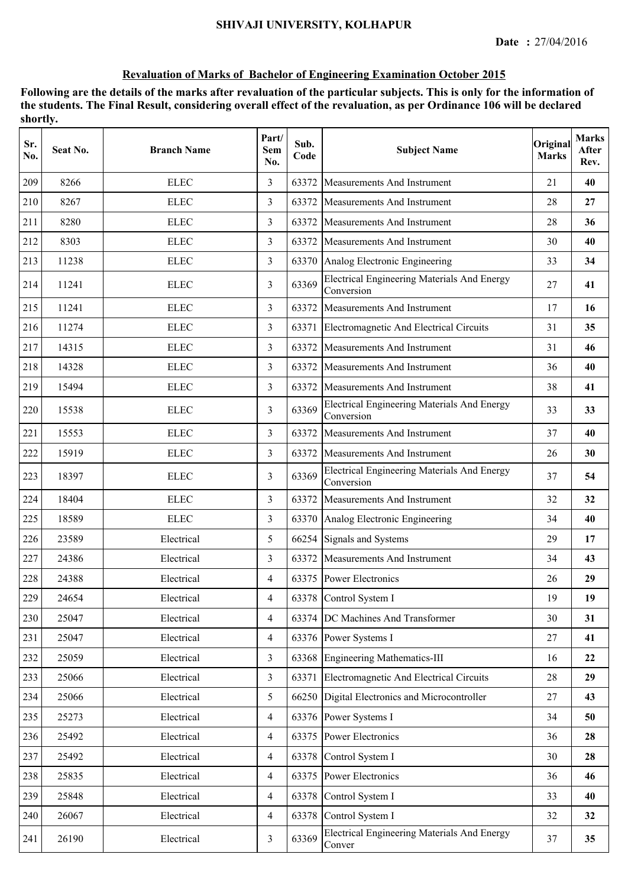SHIVAJI UNIVERSITY, KOLHAPUR

**Date :** 27/04/2016

## Revaluation of Marks of Bachelor of Engineering Examination October 2015

**Following are the details of the marks after revaluation of the particular subjects. This is only for the information of the students. The Final Result, considering overall effect of the revaluation, as per Ordinance 106 will be declared shortly.**

| Sr. No. | Seat No. | Branch Name | Part/ Sem No. | Sub. Code | Subject Name | Original Marks | Marks After Rev. |
|---|---|---|---|---|---|---|---|
| 209 | 8266 | ELEC | 3 | 63372 | Measurements And Instrument | 21 | **40** |
| 210 | 8267 | ELEC | 3 | 63372 | Measurements And Instrument | 28 | **27** |
| 211 | 8280 | ELEC | 3 | 63372 | Measurements And Instrument | 28 | **36** |
| 212 | 8303 | ELEC | 3 | 63372 | Measurements And Instrument | 30 | **40** |
| 213 | 11238 | ELEC | 3 | 63370 | Analog Electronic Engineering | 33 | **34** |
| 214 | 11241 | ELEC | 3 | 63369 | Electrical Engineering Materials And Energy Conversion | 27 | **41** |
| 215 | 11241 | ELEC | 3 | 63372 | Measurements And Instrument | 17 | **16** |
| 216 | 11274 | ELEC | 3 | 63371 | Electromagnetic And Electrical Circuits | 31 | **35** |
| 217 | 14315 | ELEC | 3 | 63372 | Measurements And Instrument | 31 | **46** |
| 218 | 14328 | ELEC | 3 | 63372 | Measurements And Instrument | 36 | **40** |
| 219 | 15494 | ELEC | 3 | 63372 | Measurements And Instrument | 38 | **41** |
| 220 | 15538 | ELEC | 3 | 63369 | Electrical Engineering Materials And Energy Conversion | 33 | **33** |
| 221 | 15553 | ELEC | 3 | 63372 | Measurements And Instrument | 37 | **40** |
| 222 | 15919 | ELEC | 3 | 63372 | Measurements And Instrument | 26 | **30** |
| 223 | 18397 | ELEC | 3 | 63369 | Electrical Engineering Materials And Energy Conversion | 37 | **54** |
| 224 | 18404 | ELEC | 3 | 63372 | Measurements And Instrument | 32 | **32** |
| 225 | 18589 | ELEC | 3 | 63370 | Analog Electronic Engineering | 34 | **40** |
| 226 | 23589 | Electrical | 5 | 66254 | Signals and Systems | 29 | **17** |
| 227 | 24386 | Electrical | 3 | 63372 | Measurements And Instrument | 34 | **43** |
| 228 | 24388 | Electrical | 4 | 63375 | Power Electronics | 26 | **29** |
| 229 | 24654 | Electrical | 4 | 63378 | Control System I | 19 | **19** |
| 230 | 25047 | Electrical | 4 | 63374 | DC Machines And Transformer | 30 | **31** |
| 231 | 25047 | Electrical | 4 | 63376 | Power Systems I | 27 | **41** |
| 232 | 25059 | Electrical | 3 | 63368 | Engineering Mathematics-III | 16 | **22** |
| 233 | 25066 | Electrical | 3 | 63371 | Electromagnetic And Electrical Circuits | 28 | **29** |
| 234 | 25066 | Electrical | 5 | 66250 | Digital Electronics and Microcontroller | 27 | **43** |
| 235 | 25273 | Electrical | 4 | 63376 | Power Systems I | 34 | **50** |
| 236 | 25492 | Electrical | 4 | 63375 | Power Electronics | 36 | **28** |
| 237 | 25492 | Electrical | 4 | 63378 | Control System I | 30 | **28** |
| 238 | 25835 | Electrical | 4 | 63375 | Power Electronics | 36 | **46** |
| 239 | 25848 | Electrical | 4 | 63378 | Control System I | 33 | **40** |
| 240 | 26067 | Electrical | 4 | 63378 | Control System I | 32 | **32** |
| 241 | 26190 | Electrical | 3 | 63369 | Electrical Engineering Materials And Energy Conver | 37 | **35** |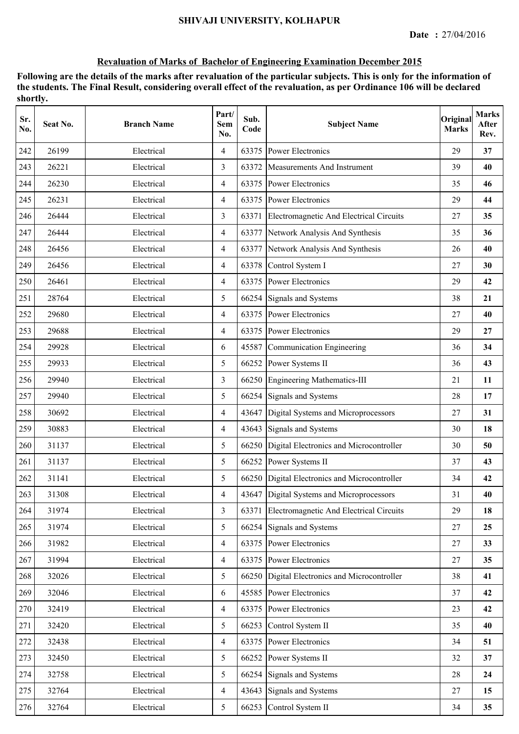SHIVAJI UNIVERSITY, KOLHAPUR

**Date :** 27/04/2016

## Revaluation of Marks of Bachelor of Engineering Examination December 2015

**Following are the details of the marks after revaluation of the particular subjects. This is only for the information of the students. The Final Result, considering overall effect of the revaluation, as per Ordinance 106 will be declared shortly.**

| Sr. No. | Seat No. | Branch Name | Part/ Sem No. | Sub. Code | Subject Name | Original Marks | Marks After Rev. |
|---|---|---|---|---|---|---|---|
| 242 | 26199 | Electrical | 4 | 63375 | Power Electronics | 29 | **37** |
| 243 | 26221 | Electrical | 3 | 63372 | Measurements And Instrument | 39 | **40** |
| 244 | 26230 | Electrical | 4 | 63375 | Power Electronics | 35 | **46** |
| 245 | 26231 | Electrical | 4 | 63375 | Power Electronics | 29 | **44** |
| 246 | 26444 | Electrical | 3 | 63371 | Electromagnetic And Electrical Circuits | 27 | **35** |
| 247 | 26444 | Electrical | 4 | 63377 | Network Analysis And Synthesis | 35 | **36** |
| 248 | 26456 | Electrical | 4 | 63377 | Network Analysis And Synthesis | 26 | **40** |
| 249 | 26456 | Electrical | 4 | 63378 | Control System I | 27 | **30** |
| 250 | 26461 | Electrical | 4 | 63375 | Power Electronics | 29 | **42** |
| 251 | 28764 | Electrical | 5 | 66254 | Signals and Systems | 38 | **21** |
| 252 | 29680 | Electrical | 4 | 63375 | Power Electronics | 27 | **40** |
| 253 | 29688 | Electrical | 4 | 63375 | Power Electronics | 29 | **27** |
| 254 | 29928 | Electrical | 6 | 45587 | Communication Engineering | 36 | **34** |
| 255 | 29933 | Electrical | 5 | 66252 | Power Systems II | 36 | **43** |
| 256 | 29940 | Electrical | 3 | 66250 | Engineering Mathematics-III | 21 | **11** |
| 257 | 29940 | Electrical | 5 | 66254 | Signals and Systems | 28 | **17** |
| 258 | 30692 | Electrical | 4 | 43647 | Digital Systems and Microprocessors | 27 | **31** |
| 259 | 30883 | Electrical | 4 | 43643 | Signals and Systems | 30 | **18** |
| 260 | 31137 | Electrical | 5 | 66250 | Digital Electronics and Microcontroller | 30 | **50** |
| 261 | 31137 | Electrical | 5 | 66252 | Power Systems II | 37 | **43** |
| 262 | 31141 | Electrical | 5 | 66250 | Digital Electronics and Microcontroller | 34 | **42** |
| 263 | 31308 | Electrical | 4 | 43647 | Digital Systems and Microprocessors | 31 | **40** |
| 264 | 31974 | Electrical | 3 | 63371 | Electromagnetic And Electrical Circuits | 29 | **18** |
| 265 | 31974 | Electrical | 5 | 66254 | Signals and Systems | 27 | **25** |
| 266 | 31982 | Electrical | 4 | 63375 | Power Electronics | 27 | **33** |
| 267 | 31994 | Electrical | 4 | 63375 | Power Electronics | 27 | **35** |
| 268 | 32026 | Electrical | 5 | 66250 | Digital Electronics and Microcontroller | 38 | **41** |
| 269 | 32046 | Electrical | 6 | 45585 | Power Electronics | 37 | **42** |
| 270 | 32419 | Electrical | 4 | 63375 | Power Electronics | 23 | **42** |
| 271 | 32420 | Electrical | 5 | 66253 | Control System II | 35 | **40** |
| 272 | 32438 | Electrical | 4 | 63375 | Power Electronics | 34 | **51** |
| 273 | 32450 | Electrical | 5 | 66252 | Power Systems II | 32 | **37** |
| 274 | 32758 | Electrical | 5 | 66254 | Signals and Systems | 28 | **24** |
| 275 | 32764 | Electrical | 4 | 43643 | Signals and Systems | 27 | **15** |
| 276 | 32764 | Electrical | 5 | 66253 | Control System II | 34 | **35** |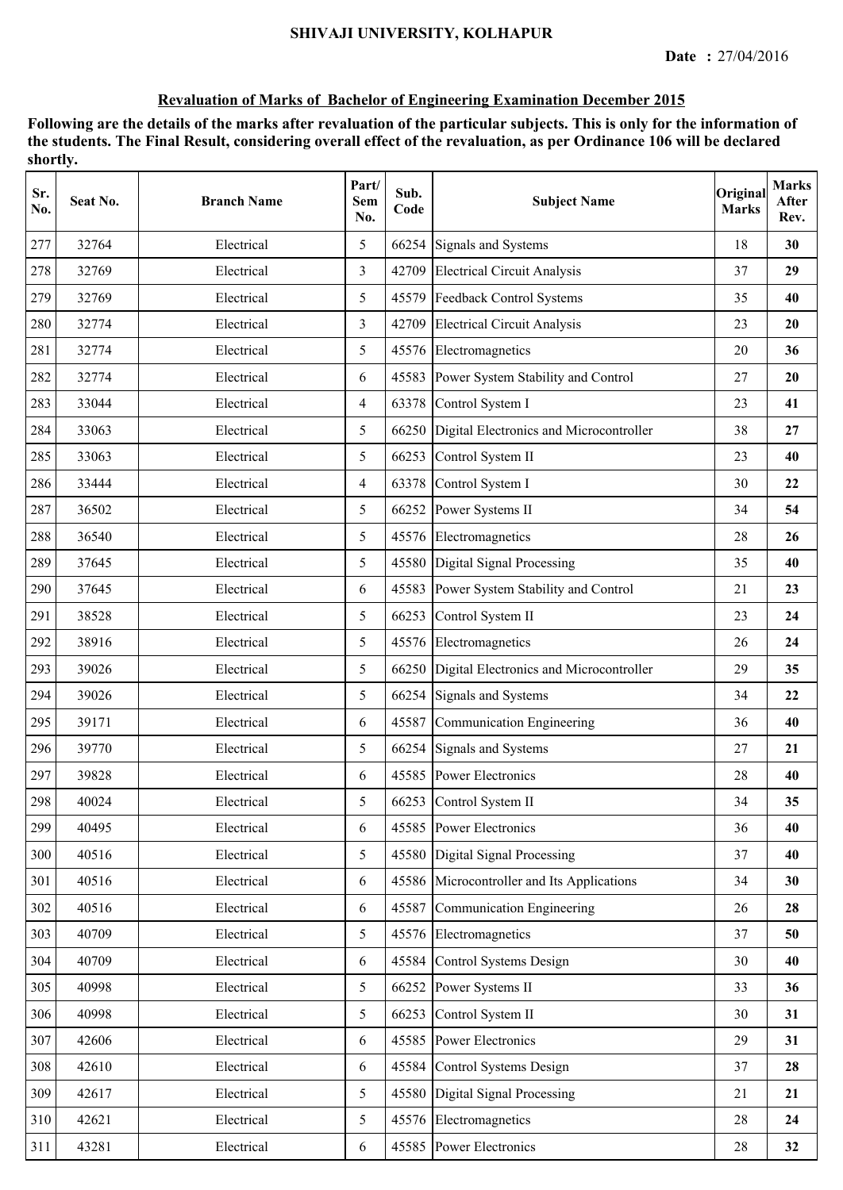# SHIVAJI UNIVERSITY, KOLHAPUR

**Date :** 27/04/2016

## Revaluation of Marks of Bachelor of Engineering Examination December 2015

**Following are the details of the marks after revaluation of the particular subjects. This is only for the information of the students. The Final Result, considering overall effect of the revaluation, as per Ordinance 106 will be declared shortly.**

| Sr. No. | Seat No. | Branch Name | Part/ Sem No. | Sub. Code | Subject Name | Original Marks | Marks After Rev. |
|---|---|---|---|---|---|---|---|
| 277 | 32764 | Electrical | 5 | 66254 | Signals and Systems | 18 | **30** |
| 278 | 32769 | Electrical | 3 | 42709 | Electrical Circuit Analysis | 37 | **29** |
| 279 | 32769 | Electrical | 5 | 45579 | Feedback Control Systems | 35 | **40** |
| 280 | 32774 | Electrical | 3 | 42709 | Electrical Circuit Analysis | 23 | **20** |
| 281 | 32774 | Electrical | 5 | 45576 | Electromagnetics | 20 | **36** |
| 282 | 32774 | Electrical | 6 | 45583 | Power System Stability and Control | 27 | **20** |
| 283 | 33044 | Electrical | 4 | 63378 | Control System I | 23 | **41** |
| 284 | 33063 | Electrical | 5 | 66250 | Digital Electronics and Microcontroller | 38 | **27** |
| 285 | 33063 | Electrical | 5 | 66253 | Control System II | 23 | **40** |
| 286 | 33444 | Electrical | 4 | 63378 | Control System I | 30 | **22** |
| 287 | 36502 | Electrical | 5 | 66252 | Power Systems II | 34 | **54** |
| 288 | 36540 | Electrical | 5 | 45576 | Electromagnetics | 28 | **26** |
| 289 | 37645 | Electrical | 5 | 45580 | Digital Signal Processing | 35 | **40** |
| 290 | 37645 | Electrical | 6 | 45583 | Power System Stability and Control | 21 | **23** |
| 291 | 38528 | Electrical | 5 | 66253 | Control System II | 23 | **24** |
| 292 | 38916 | Electrical | 5 | 45576 | Electromagnetics | 26 | **24** |
| 293 | 39026 | Electrical | 5 | 66250 | Digital Electronics and Microcontroller | 29 | **35** |
| 294 | 39026 | Electrical | 5 | 66254 | Signals and Systems | 34 | **22** |
| 295 | 39171 | Electrical | 6 | 45587 | Communication Engineering | 36 | **40** |
| 296 | 39770 | Electrical | 5 | 66254 | Signals and Systems | 27 | **21** |
| 297 | 39828 | Electrical | 6 | 45585 | Power Electronics | 28 | **40** |
| 298 | 40024 | Electrical | 5 | 66253 | Control System II | 34 | **35** |
| 299 | 40495 | Electrical | 6 | 45585 | Power Electronics | 36 | **40** |
| 300 | 40516 | Electrical | 5 | 45580 | Digital Signal Processing | 37 | **40** |
| 301 | 40516 | Electrical | 6 | 45586 | Microcontroller and Its Applications | 34 | **30** |
| 302 | 40516 | Electrical | 6 | 45587 | Communication Engineering | 26 | **28** |
| 303 | 40709 | Electrical | 5 | 45576 | Electromagnetics | 37 | **50** |
| 304 | 40709 | Electrical | 6 | 45584 | Control Systems Design | 30 | **40** |
| 305 | 40998 | Electrical | 5 | 66252 | Power Systems II | 33 | **36** |
| 306 | 40998 | Electrical | 5 | 66253 | Control System II | 30 | **31** |
| 307 | 42606 | Electrical | 6 | 45585 | Power Electronics | 29 | **31** |
| 308 | 42610 | Electrical | 6 | 45584 | Control Systems Design | 37 | **28** |
| 309 | 42617 | Electrical | 5 | 45580 | Digital Signal Processing | 21 | **21** |
| 310 | 42621 | Electrical | 5 | 45576 | Electromagnetics | 28 | **24** |
| 311 | 43281 | Electrical | 6 | 45585 | Power Electronics | 28 | **32** |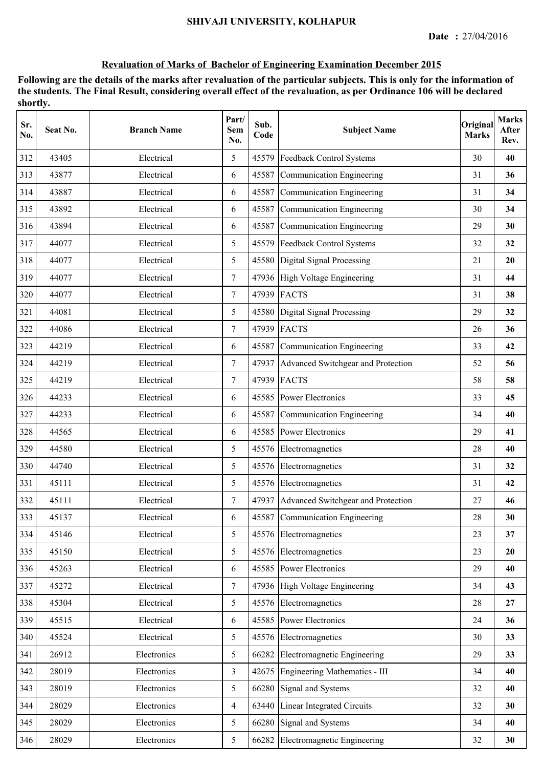SHIVAJI UNIVERSITY, KOLHAPUR

**Date :** 27/04/2016

## Revaluation of Marks of Bachelor of Engineering Examination December 2015

**Following are the details of the marks after revaluation of the particular subjects. This is only for the information of the students. The Final Result, considering overall effect of the revaluation, as per Ordinance 106 will be declared shortly.**

| Sr. No. | Seat No. | Branch Name | Part/ Sem No. | Sub. Code | Subject Name | Original Marks | Marks After Rev. |
|---|---|---|---|---|---|---|---|
| 312 | 43405 | Electrical | 5 | 45579 | Feedback Control Systems | 30 | **40** |
| 313 | 43877 | Electrical | 6 | 45587 | Communication Engineering | 31 | **36** |
| 314 | 43887 | Electrical | 6 | 45587 | Communication Engineering | 31 | **34** |
| 315 | 43892 | Electrical | 6 | 45587 | Communication Engineering | 30 | **34** |
| 316 | 43894 | Electrical | 6 | 45587 | Communication Engineering | 29 | **30** |
| 317 | 44077 | Electrical | 5 | 45579 | Feedback Control Systems | 32 | **32** |
| 318 | 44077 | Electrical | 5 | 45580 | Digital Signal Processing | 21 | **20** |
| 319 | 44077 | Electrical | 7 | 47936 | High Voltage Engineering | 31 | **44** |
| 320 | 44077 | Electrical | 7 | 47939 | FACTS | 31 | **38** |
| 321 | 44081 | Electrical | 5 | 45580 | Digital Signal Processing | 29 | **32** |
| 322 | 44086 | Electrical | 7 | 47939 | FACTS | 26 | **36** |
| 323 | 44219 | Electrical | 6 | 45587 | Communication Engineering | 33 | **42** |
| 324 | 44219 | Electrical | 7 | 47937 | Advanced Switchgear and Protection | 52 | **56** |
| 325 | 44219 | Electrical | 7 | 47939 | FACTS | 58 | **58** |
| 326 | 44233 | Electrical | 6 | 45585 | Power Electronics | 33 | **45** |
| 327 | 44233 | Electrical | 6 | 45587 | Communication Engineering | 34 | **40** |
| 328 | 44565 | Electrical | 6 | 45585 | Power Electronics | 29 | **41** |
| 329 | 44580 | Electrical | 5 | 45576 | Electromagnetics | 28 | **40** |
| 330 | 44740 | Electrical | 5 | 45576 | Electromagnetics | 31 | **32** |
| 331 | 45111 | Electrical | 5 | 45576 | Electromagnetics | 31 | **42** |
| 332 | 45111 | Electrical | 7 | 47937 | Advanced Switchgear and Protection | 27 | **46** |
| 333 | 45137 | Electrical | 6 | 45587 | Communication Engineering | 28 | **30** |
| 334 | 45146 | Electrical | 5 | 45576 | Electromagnetics | 23 | **37** |
| 335 | 45150 | Electrical | 5 | 45576 | Electromagnetics | 23 | **20** |
| 336 | 45263 | Electrical | 6 | 45585 | Power Electronics | 29 | **40** |
| 337 | 45272 | Electrical | 7 | 47936 | High Voltage Engineering | 34 | **43** |
| 338 | 45304 | Electrical | 5 | 45576 | Electromagnetics | 28 | **27** |
| 339 | 45515 | Electrical | 6 | 45585 | Power Electronics | 24 | **36** |
| 340 | 45524 | Electrical | 5 | 45576 | Electromagnetics | 30 | **33** |
| 341 | 26912 | Electronics | 5 | 66282 | Electromagnetic Engineering | 29 | **33** |
| 342 | 28019 | Electronics | 3 | 42675 | Engineering Mathematics - III | 34 | **40** |
| 343 | 28019 | Electronics | 5 | 66280 | Signal and Systems | 32 | **40** |
| 344 | 28029 | Electronics | 4 | 63440 | Linear Integrated Circuits | 32 | **30** |
| 345 | 28029 | Electronics | 5 | 66280 | Signal and Systems | 34 | **40** |
| 346 | 28029 | Electronics | 5 | 66282 | Electromagnetic Engineering | 32 | **30** |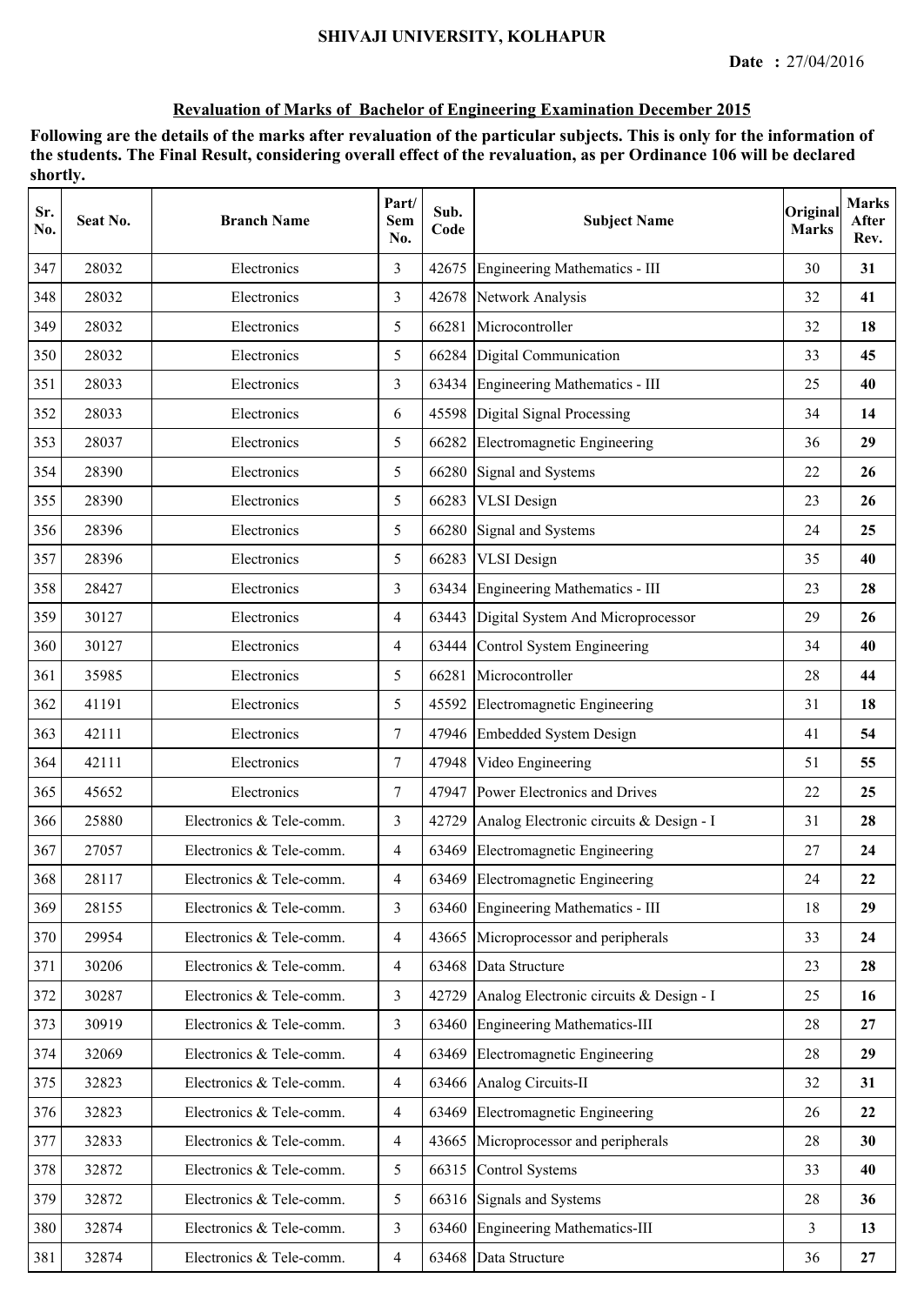**SHIVAJI UNIVERSITY, KOLHAPUR**

**Date :** 27/04/2016

**Revaluation of Marks of Bachelor of Engineering Examination December 2015**

**Following are the details of the marks after revaluation of the particular subjects. This is only for the information of the students. The Final Result, considering overall effect of the revaluation, as per Ordinance 106 will be declared shortly.**

| Sr. No. | Seat No. | Branch Name | Part/ Sem No. | Sub. Code | Subject Name | Original Marks | Marks After Rev. |
|---|---|---|---|---|---|---|---|
| 347 | 28032 | Electronics | 3 | 42675 | Engineering Mathematics - III | 30 | **31** |
| 348 | 28032 | Electronics | 3 | 42678 | Network Analysis | 32 | **41** |
| 349 | 28032 | Electronics | 5 | 66281 | Microcontroller | 32 | **18** |
| 350 | 28032 | Electronics | 5 | 66284 | Digital Communication | 33 | **45** |
| 351 | 28033 | Electronics | 3 | 63434 | Engineering Mathematics - III | 25 | **40** |
| 352 | 28033 | Electronics | 6 | 45598 | Digital Signal Processing | 34 | **14** |
| 353 | 28037 | Electronics | 5 | 66282 | Electromagnetic Engineering | 36 | **29** |
| 354 | 28390 | Electronics | 5 | 66280 | Signal and Systems | 22 | **26** |
| 355 | 28390 | Electronics | 5 | 66283 | VLSI Design | 23 | **26** |
| 356 | 28396 | Electronics | 5 | 66280 | Signal and Systems | 24 | **25** |
| 357 | 28396 | Electronics | 5 | 66283 | VLSI Design | 35 | **40** |
| 358 | 28427 | Electronics | 3 | 63434 | Engineering Mathematics - III | 23 | **28** |
| 359 | 30127 | Electronics | 4 | 63443 | Digital System And Microprocessor | 29 | **26** |
| 360 | 30127 | Electronics | 4 | 63444 | Control System Engineering | 34 | **40** |
| 361 | 35985 | Electronics | 5 | 66281 | Microcontroller | 28 | **44** |
| 362 | 41191 | Electronics | 5 | 45592 | Electromagnetic Engineering | 31 | **18** |
| 363 | 42111 | Electronics | 7 | 47946 | Embedded System Design | 41 | **54** |
| 364 | 42111 | Electronics | 7 | 47948 | Video Engineering | 51 | **55** |
| 365 | 45652 | Electronics | 7 | 47947 | Power Electronics and Drives | 22 | **25** |
| 366 | 25880 | Electronics & Tele-comm. | 3 | 42729 | Analog Electronic circuits & Design - I | 31 | **28** |
| 367 | 27057 | Electronics & Tele-comm. | 4 | 63469 | Electromagnetic Engineering | 27 | **24** |
| 368 | 28117 | Electronics & Tele-comm. | 4 | 63469 | Electromagnetic Engineering | 24 | **22** |
| 369 | 28155 | Electronics & Tele-comm. | 3 | 63460 | Engineering Mathematics - III | 18 | **29** |
| 370 | 29954 | Electronics & Tele-comm. | 4 | 43665 | Microprocessor and peripherals | 33 | **24** |
| 371 | 30206 | Electronics & Tele-comm. | 4 | 63468 | Data Structure | 23 | **28** |
| 372 | 30287 | Electronics & Tele-comm. | 3 | 42729 | Analog Electronic circuits & Design - I | 25 | **16** |
| 373 | 30919 | Electronics & Tele-comm. | 3 | 63460 | Engineering Mathematics-III | 28 | **27** |
| 374 | 32069 | Electronics & Tele-comm. | 4 | 63469 | Electromagnetic Engineering | 28 | **29** |
| 375 | 32823 | Electronics & Tele-comm. | 4 | 63466 | Analog Circuits-II | 32 | **31** |
| 376 | 32823 | Electronics & Tele-comm. | 4 | 63469 | Electromagnetic Engineering | 26 | **22** |
| 377 | 32833 | Electronics & Tele-comm. | 4 | 43665 | Microprocessor and peripherals | 28 | **30** |
| 378 | 32872 | Electronics & Tele-comm. | 5 | 66315 | Control Systems | 33 | **40** |
| 379 | 32872 | Electronics & Tele-comm. | 5 | 66316 | Signals and Systems | 28 | **36** |
| 380 | 32874 | Electronics & Tele-comm. | 3 | 63460 | Engineering Mathematics-III | 3 | **13** |
| 381 | 32874 | Electronics & Tele-comm. | 4 | 63468 | Data Structure | 36 | **27** |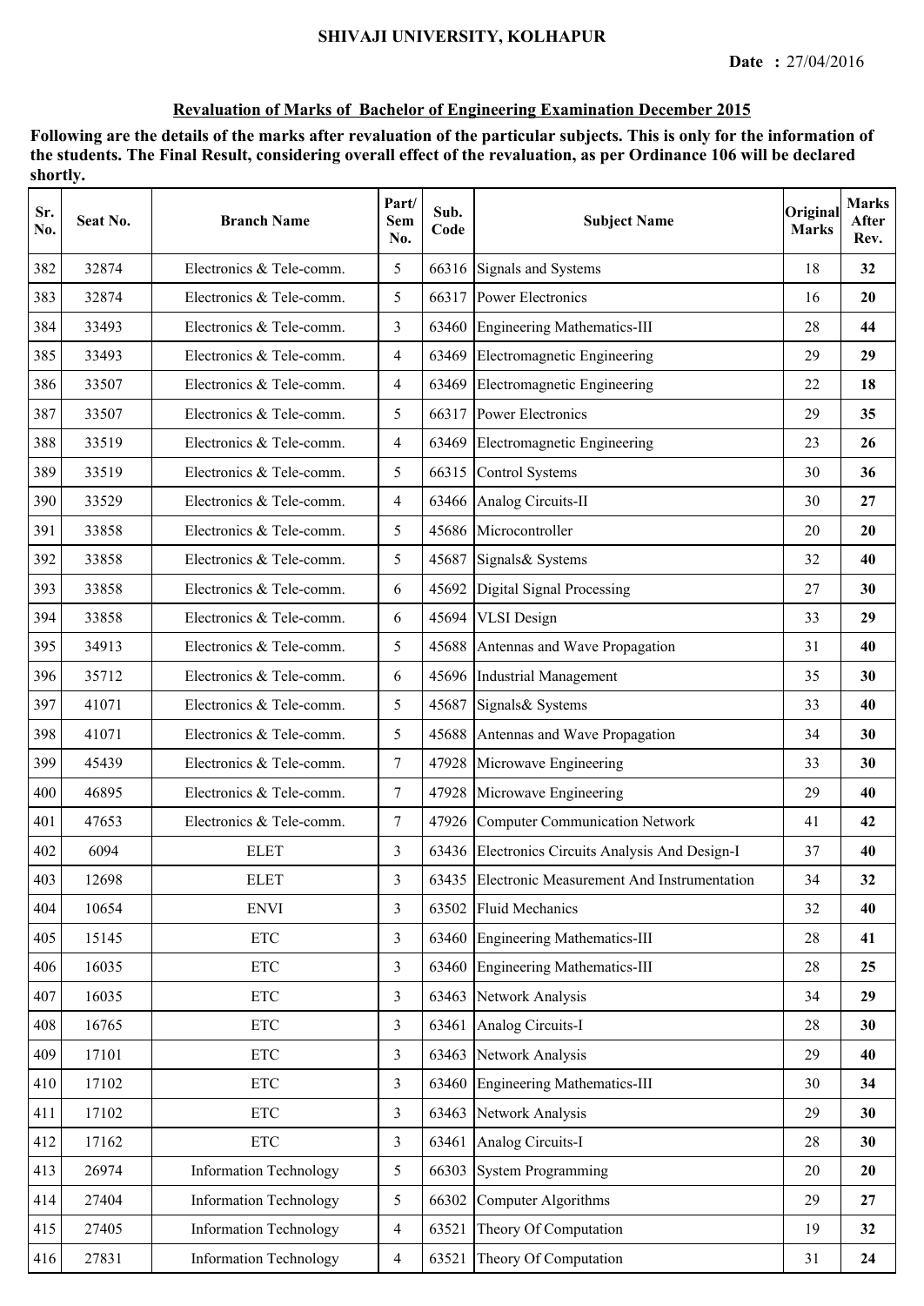# SHIVAJI UNIVERSITY, KOLHAPUR

**Date :** 27/04/2016

## Revaluation of Marks of Bachelor of Engineering Examination December 2015

**Following are the details of the marks after revaluation of the particular subjects. This is only for the information of the students. The Final Result, considering overall effect of the revaluation, as per Ordinance 106 will be declared shortly.**

| Sr. No. | Seat No. | Branch Name | Part/ Sem No. | Sub. Code | Subject Name | Original Marks | Marks After Rev. |
|---|---|---|---|---|---|---|---|
| 382 | 32874 | Electronics & Tele-comm. | 5 | 66316 | Signals and Systems | 18 | **32** |
| 383 | 32874 | Electronics & Tele-comm. | 5 | 66317 | Power Electronics | 16 | **20** |
| 384 | 33493 | Electronics & Tele-comm. | 3 | 63460 | Engineering Mathematics-III | 28 | **44** |
| 385 | 33493 | Electronics & Tele-comm. | 4 | 63469 | Electromagnetic Engineering | 29 | **29** |
| 386 | 33507 | Electronics & Tele-comm. | 4 | 63469 | Electromagnetic Engineering | 22 | **18** |
| 387 | 33507 | Electronics & Tele-comm. | 5 | 66317 | Power Electronics | 29 | **35** |
| 388 | 33519 | Electronics & Tele-comm. | 4 | 63469 | Electromagnetic Engineering | 23 | **26** |
| 389 | 33519 | Electronics & Tele-comm. | 5 | 66315 | Control Systems | 30 | **36** |
| 390 | 33529 | Electronics & Tele-comm. | 4 | 63466 | Analog Circuits-II | 30 | **27** |
| 391 | 33858 | Electronics & Tele-comm. | 5 | 45686 | Microcontroller | 20 | **20** |
| 392 | 33858 | Electronics & Tele-comm. | 5 | 45687 | Signals& Systems | 32 | **40** |
| 393 | 33858 | Electronics & Tele-comm. | 6 | 45692 | Digital Signal Processing | 27 | **30** |
| 394 | 33858 | Electronics & Tele-comm. | 6 | 45694 | VLSI Design | 33 | **29** |
| 395 | 34913 | Electronics & Tele-comm. | 5 | 45688 | Antennas and Wave Propagation | 31 | **40** |
| 396 | 35712 | Electronics & Tele-comm. | 6 | 45696 | Industrial Management | 35 | **30** |
| 397 | 41071 | Electronics & Tele-comm. | 5 | 45687 | Signals& Systems | 33 | **40** |
| 398 | 41071 | Electronics & Tele-comm. | 5 | 45688 | Antennas and Wave Propagation | 34 | **30** |
| 399 | 45439 | Electronics & Tele-comm. | 7 | 47928 | Microwave Engineering | 33 | **30** |
| 400 | 46895 | Electronics & Tele-comm. | 7 | 47928 | Microwave Engineering | 29 | **40** |
| 401 | 47653 | Electronics & Tele-comm. | 7 | 47926 | Computer Communication Network | 41 | **42** |
| 402 | 6094 | ELET | 3 | 63436 | Electronics Circuits Analysis And Design-I | 37 | **40** |
| 403 | 12698 | ELET | 3 | 63435 | Electronic Measurement And Instrumentation | 34 | **32** |
| 404 | 10654 | ENVI | 3 | 63502 | Fluid Mechanics | 32 | **40** |
| 405 | 15145 | ETC | 3 | 63460 | Engineering Mathematics-III | 28 | **41** |
| 406 | 16035 | ETC | 3 | 63460 | Engineering Mathematics-III | 28 | **25** |
| 407 | 16035 | ETC | 3 | 63463 | Network Analysis | 34 | **29** |
| 408 | 16765 | ETC | 3 | 63461 | Analog Circuits-I | 28 | **30** |
| 409 | 17101 | ETC | 3 | 63463 | Network Analysis | 29 | **40** |
| 410 | 17102 | ETC | 3 | 63460 | Engineering Mathematics-III | 30 | **34** |
| 411 | 17102 | ETC | 3 | 63463 | Network Analysis | 29 | **30** |
| 412 | 17162 | ETC | 3 | 63461 | Analog Circuits-I | 28 | **30** |
| 413 | 26974 | Information Technology | 5 | 66303 | System Programming | 20 | **20** |
| 414 | 27404 | Information Technology | 5 | 66302 | Computer Algorithms | 29 | **27** |
| 415 | 27405 | Information Technology | 4 | 63521 | Theory Of Computation | 19 | **32** |
| 416 | 27831 | Information Technology | 4 | 63521 | Theory Of Computation | 31 | **24** |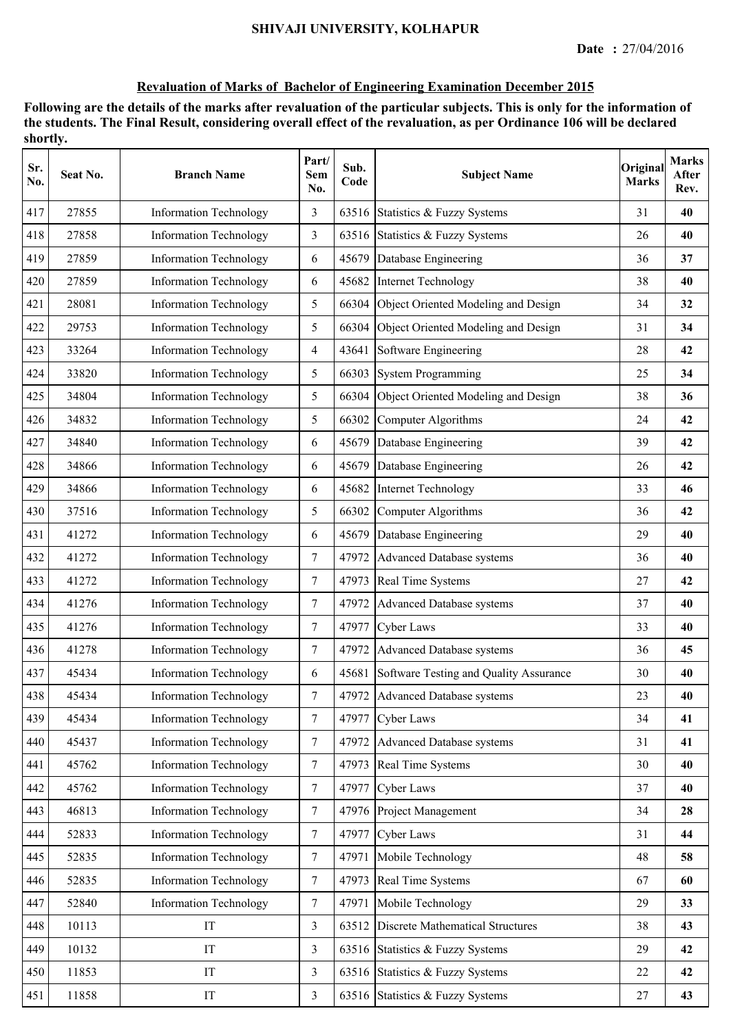**SHIVAJI UNIVERSITY, KOLHAPUR**

**Date :** 27/04/2016

## Revaluation of Marks of Bachelor of Engineering Examination December 2015

**Following are the details of the marks after revaluation of the particular subjects. This is only for the information of the students. The Final Result, considering overall effect of the revaluation, as per Ordinance 106 will be declared shortly.**

| Sr. No. | Seat No. | Branch Name | Part/ Sem No. | Sub. Code | Subject Name | Original Marks | Marks After Rev. |
|---|---|---|---|---|---|---|---|
| 417 | 27855 | Information Technology | 3 | 63516 | Statistics & Fuzzy Systems | 31 | **40** |
| 418 | 27858 | Information Technology | 3 | 63516 | Statistics & Fuzzy Systems | 26 | **40** |
| 419 | 27859 | Information Technology | 6 | 45679 | Database Engineering | 36 | **37** |
| 420 | 27859 | Information Technology | 6 | 45682 | Internet Technology | 38 | **40** |
| 421 | 28081 | Information Technology | 5 | 66304 | Object Oriented Modeling and Design | 34 | **32** |
| 422 | 29753 | Information Technology | 5 | 66304 | Object Oriented Modeling and Design | 31 | **34** |
| 423 | 33264 | Information Technology | 4 | 43641 | Software Engineering | 28 | **42** |
| 424 | 33820 | Information Technology | 5 | 66303 | System Programming | 25 | **34** |
| 425 | 34804 | Information Technology | 5 | 66304 | Object Oriented Modeling and Design | 38 | **36** |
| 426 | 34832 | Information Technology | 5 | 66302 | Computer Algorithms | 24 | **42** |
| 427 | 34840 | Information Technology | 6 | 45679 | Database Engineering | 39 | **42** |
| 428 | 34866 | Information Technology | 6 | 45679 | Database Engineering | 26 | **42** |
| 429 | 34866 | Information Technology | 6 | 45682 | Internet Technology | 33 | **46** |
| 430 | 37516 | Information Technology | 5 | 66302 | Computer Algorithms | 36 | **42** |
| 431 | 41272 | Information Technology | 6 | 45679 | Database Engineering | 29 | **40** |
| 432 | 41272 | Information Technology | 7 | 47972 | Advanced Database systems | 36 | **40** |
| 433 | 41272 | Information Technology | 7 | 47973 | Real Time Systems | 27 | **42** |
| 434 | 41276 | Information Technology | 7 | 47972 | Advanced Database systems | 37 | **40** |
| 435 | 41276 | Information Technology | 7 | 47977 | Cyber Laws | 33 | **40** |
| 436 | 41278 | Information Technology | 7 | 47972 | Advanced Database systems | 36 | **45** |
| 437 | 45434 | Information Technology | 6 | 45681 | Software Testing and Quality Assurance | 30 | **40** |
| 438 | 45434 | Information Technology | 7 | 47972 | Advanced Database systems | 23 | **40** |
| 439 | 45434 | Information Technology | 7 | 47977 | Cyber Laws | 34 | **41** |
| 440 | 45437 | Information Technology | 7 | 47972 | Advanced Database systems | 31 | **41** |
| 441 | 45762 | Information Technology | 7 | 47973 | Real Time Systems | 30 | **40** |
| 442 | 45762 | Information Technology | 7 | 47977 | Cyber Laws | 37 | **40** |
| 443 | 46813 | Information Technology | 7 | 47976 | Project Management | 34 | **28** |
| 444 | 52833 | Information Technology | 7 | 47977 | Cyber Laws | 31 | **44** |
| 445 | 52835 | Information Technology | 7 | 47971 | Mobile Technology | 48 | **58** |
| 446 | 52835 | Information Technology | 7 | 47973 | Real Time Systems | 67 | **60** |
| 447 | 52840 | Information Technology | 7 | 47971 | Mobile Technology | 29 | **33** |
| 448 | 10113 | IT | 3 | 63512 | Discrete Mathematical Structures | 38 | **43** |
| 449 | 10132 | IT | 3 | 63516 | Statistics & Fuzzy Systems | 29 | **42** |
| 450 | 11853 | IT | 3 | 63516 | Statistics & Fuzzy Systems | 22 | **42** |
| 451 | 11858 | IT | 3 | 63516 | Statistics & Fuzzy Systems | 27 | **43** |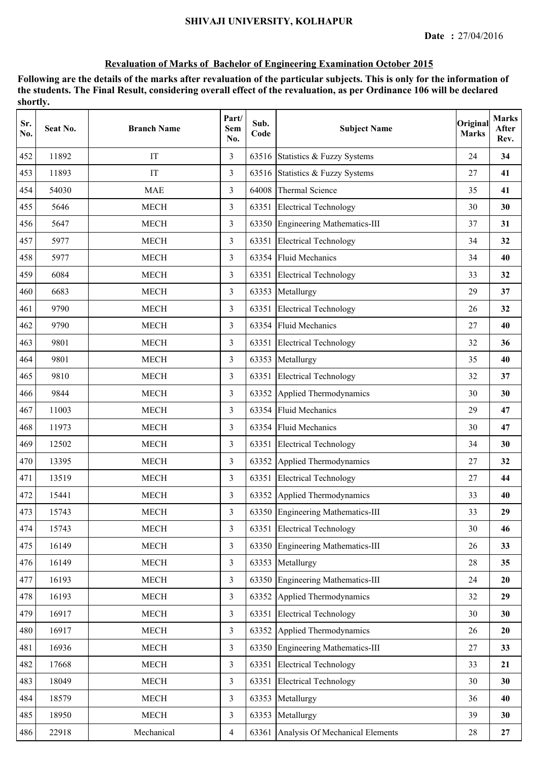**SHIVAJI UNIVERSITY, KOLHAPUR**

**Date : 27/04/2016**

**Revaluation of Marks of Bachelor of Engineering Examination October 2015**

**Following are the details of the marks after revaluation of the particular subjects. This is only for the information of the students. The Final Result, considering overall effect of the revaluation, as per Ordinance 106 will be declared shortly.**

| Sr. No. | Seat No. | Branch Name | Part/ Sem No. | Sub. Code | Subject Name | Original Marks | Marks After Rev. |
|---|---|---|---|---|---|---|---|
| 452 | 11892 | IT | 3 | 63516 | Statistics & Fuzzy Systems | 24 | **34** |
| 453 | 11893 | IT | 3 | 63516 | Statistics & Fuzzy Systems | 27 | **41** |
| 454 | 54030 | MAE | 3 | 64008 | Thermal Science | 35 | **41** |
| 455 | 5646 | MECH | 3 | 63351 | Electrical Technology | 30 | **30** |
| 456 | 5647 | MECH | 3 | 63350 | Engineering Mathematics-III | 37 | **31** |
| 457 | 5977 | MECH | 3 | 63351 | Electrical Technology | 34 | **32** |
| 458 | 5977 | MECH | 3 | 63354 | Fluid Mechanics | 34 | **40** |
| 459 | 6084 | MECH | 3 | 63351 | Electrical Technology | 33 | **32** |
| 460 | 6683 | MECH | 3 | 63353 | Metallurgy | 29 | **37** |
| 461 | 9790 | MECH | 3 | 63351 | Electrical Technology | 26 | **32** |
| 462 | 9790 | MECH | 3 | 63354 | Fluid Mechanics | 27 | **40** |
| 463 | 9801 | MECH | 3 | 63351 | Electrical Technology | 32 | **36** |
| 464 | 9801 | MECH | 3 | 63353 | Metallurgy | 35 | **40** |
| 465 | 9810 | MECH | 3 | 63351 | Electrical Technology | 32 | **37** |
| 466 | 9844 | MECH | 3 | 63352 | Applied Thermodynamics | 30 | **30** |
| 467 | 11003 | MECH | 3 | 63354 | Fluid Mechanics | 29 | **47** |
| 468 | 11973 | MECH | 3 | 63354 | Fluid Mechanics | 30 | **47** |
| 469 | 12502 | MECH | 3 | 63351 | Electrical Technology | 34 | **30** |
| 470 | 13395 | MECH | 3 | 63352 | Applied Thermodynamics | 27 | **32** |
| 471 | 13519 | MECH | 3 | 63351 | Electrical Technology | 27 | **44** |
| 472 | 15441 | MECH | 3 | 63352 | Applied Thermodynamics | 33 | **40** |
| 473 | 15743 | MECH | 3 | 63350 | Engineering Mathematics-III | 33 | **29** |
| 474 | 15743 | MECH | 3 | 63351 | Electrical Technology | 30 | **46** |
| 475 | 16149 | MECH | 3 | 63350 | Engineering Mathematics-III | 26 | **33** |
| 476 | 16149 | MECH | 3 | 63353 | Metallurgy | 28 | **35** |
| 477 | 16193 | MECH | 3 | 63350 | Engineering Mathematics-III | 24 | **20** |
| 478 | 16193 | MECH | 3 | 63352 | Applied Thermodynamics | 32 | **29** |
| 479 | 16917 | MECH | 3 | 63351 | Electrical Technology | 30 | **30** |
| 480 | 16917 | MECH | 3 | 63352 | Applied Thermodynamics | 26 | **20** |
| 481 | 16936 | MECH | 3 | 63350 | Engineering Mathematics-III | 27 | **33** |
| 482 | 17668 | MECH | 3 | 63351 | Electrical Technology | 33 | **21** |
| 483 | 18049 | MECH | 3 | 63351 | Electrical Technology | 30 | **30** |
| 484 | 18579 | MECH | 3 | 63353 | Metallurgy | 36 | **40** |
| 485 | 18950 | MECH | 3 | 63353 | Metallurgy | 39 | **30** |
| 486 | 22918 | Mechanical | 4 | 63361 | Analysis Of Mechanical Elements | 28 | **27** |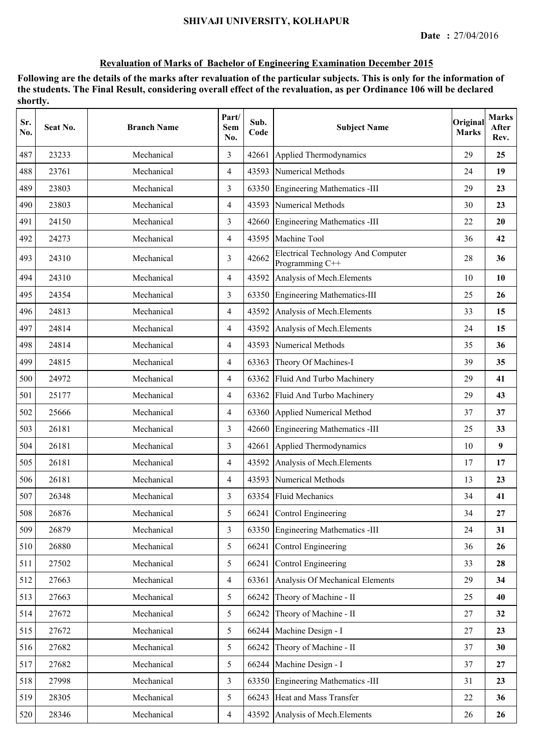SHIVAJI UNIVERSITY, KOLHAPUR

**Date :** 27/04/2016

## Revaluation of Marks of Bachelor of Engineering Examination December 2015

**Following are the details of the marks after revaluation of the particular subjects. This is only for the information of the students. The Final Result, considering overall effect of the revaluation, as per Ordinance 106 will be declared shortly.**

| Sr. No. | Seat No. | Branch Name | Part/ Sem No. | Sub. Code | Subject Name | Original Marks | Marks After Rev. |
|---|---|---|---|---|---|---|---|
| 487 | 23233 | Mechanical | 3 | 42661 | Applied Thermodynamics | 29 | **25** |
| 488 | 23761 | Mechanical | 4 | 43593 | Numerical Methods | 24 | **19** |
| 489 | 23803 | Mechanical | 3 | 63350 | Engineering Mathematics -III | 29 | **23** |
| 490 | 23803 | Mechanical | 4 | 43593 | Numerical Methods | 30 | **23** |
| 491 | 24150 | Mechanical | 3 | 42660 | Engineering Mathematics -III | 22 | **20** |
| 492 | 24273 | Mechanical | 4 | 43595 | Machine Tool | 36 | **42** |
| 493 | 24310 | Mechanical | 3 | 42662 | Electrical Technology And Computer Programming C++ | 28 | **36** |
| 494 | 24310 | Mechanical | 4 | 43592 | Analysis of Mech.Elements | 10 | **10** |
| 495 | 24354 | Mechanical | 3 | 63350 | Engineering Mathematics-III | 25 | **26** |
| 496 | 24813 | Mechanical | 4 | 43592 | Analysis of Mech.Elements | 33 | **15** |
| 497 | 24814 | Mechanical | 4 | 43592 | Analysis of Mech.Elements | 24 | **15** |
| 498 | 24814 | Mechanical | 4 | 43593 | Numerical Methods | 35 | **36** |
| 499 | 24815 | Mechanical | 4 | 63363 | Theory Of Machines-I | 39 | **35** |
| 500 | 24972 | Mechanical | 4 | 63362 | Fluid And Turbo Machinery | 29 | **41** |
| 501 | 25177 | Mechanical | 4 | 63362 | Fluid And Turbo Machinery | 29 | **43** |
| 502 | 25666 | Mechanical | 4 | 63360 | Applied Numerical Method | 37 | **37** |
| 503 | 26181 | Mechanical | 3 | 42660 | Engineering Mathematics -III | 25 | **33** |
| 504 | 26181 | Mechanical | 3 | 42661 | Applied Thermodynamics | 10 | **9** |
| 505 | 26181 | Mechanical | 4 | 43592 | Analysis of Mech.Elements | 17 | **17** |
| 506 | 26181 | Mechanical | 4 | 43593 | Numerical Methods | 13 | **23** |
| 507 | 26348 | Mechanical | 3 | 63354 | Fluid Mechanics | 34 | **41** |
| 508 | 26876 | Mechanical | 5 | 66241 | Control Engineering | 34 | **27** |
| 509 | 26879 | Mechanical | 3 | 63350 | Engineering Mathematics -III | 24 | **31** |
| 510 | 26880 | Mechanical | 5 | 66241 | Control Engineering | 36 | **26** |
| 511 | 27502 | Mechanical | 5 | 66241 | Control Engineering | 33 | **28** |
| 512 | 27663 | Mechanical | 4 | 63361 | Analysis Of Mechanical Elements | 29 | **34** |
| 513 | 27663 | Mechanical | 5 | 66242 | Theory of Machine - II | 25 | **40** |
| 514 | 27672 | Mechanical | 5 | 66242 | Theory of Machine - II | 27 | **32** |
| 515 | 27672 | Mechanical | 5 | 66244 | Machine Design - I | 27 | **23** |
| 516 | 27682 | Mechanical | 5 | 66242 | Theory of Machine - II | 37 | **30** |
| 517 | 27682 | Mechanical | 5 | 66244 | Machine Design - I | 37 | **27** |
| 518 | 27998 | Mechanical | 3 | 63350 | Engineering Mathematics -III | 31 | **23** |
| 519 | 28305 | Mechanical | 5 | 66243 | Heat and Mass Transfer | 22 | **36** |
| 520 | 28346 | Mechanical | 4 | 43592 | Analysis of Mech.Elements | 26 | **26** |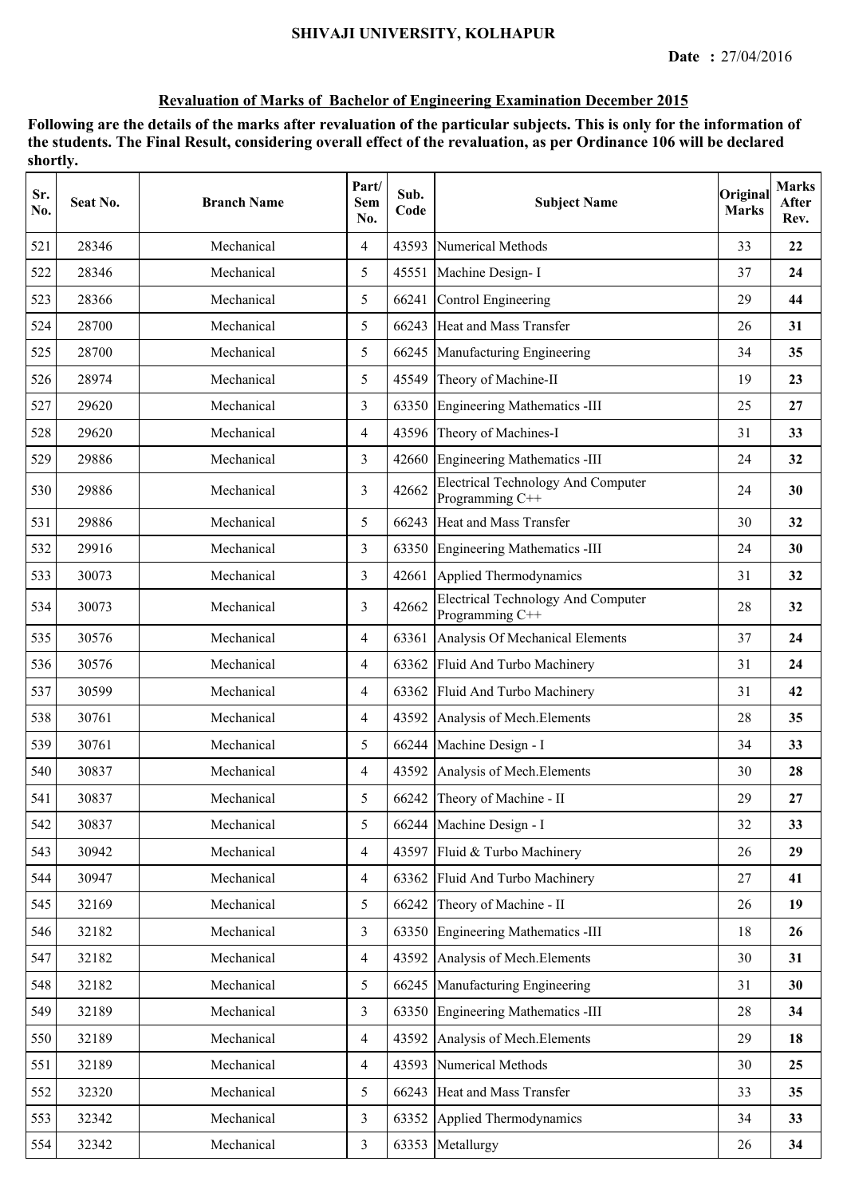**SHIVAJI UNIVERSITY, KOLHAPUR**

**Date : 27/04/2016**

## Revaluation of Marks of Bachelor of Engineering Examination December 2015

**Following are the details of the marks after revaluation of the particular subjects. This is only for the information of the students. The Final Result, considering overall effect of the revaluation, as per Ordinance 106 will be declared shortly.**

| Sr. No. | Seat No. | Branch Name | Part/ Sem No. | Sub. Code | Subject Name | Original Marks | Marks After Rev. |
|---|---|---|---|---|---|---|---|
| 521 | 28346 | Mechanical | 4 | 43593 | Numerical Methods | 33 | **22** |
| 522 | 28346 | Mechanical | 5 | 45551 | Machine Design- I | 37 | **24** |
| 523 | 28366 | Mechanical | 5 | 66241 | Control Engineering | 29 | **44** |
| 524 | 28700 | Mechanical | 5 | 66243 | Heat and Mass Transfer | 26 | **31** |
| 525 | 28700 | Mechanical | 5 | 66245 | Manufacturing Engineering | 34 | **35** |
| 526 | 28974 | Mechanical | 5 | 45549 | Theory of Machine-II | 19 | **23** |
| 527 | 29620 | Mechanical | 3 | 63350 | Engineering Mathematics -III | 25 | **27** |
| 528 | 29620 | Mechanical | 4 | 43596 | Theory of Machines-I | 31 | **33** |
| 529 | 29886 | Mechanical | 3 | 42660 | Engineering Mathematics -III | 24 | **32** |
| 530 | 29886 | Mechanical | 3 | 42662 | Electrical Technology And Computer Programming C++ | 24 | **30** |
| 531 | 29886 | Mechanical | 5 | 66243 | Heat and Mass Transfer | 30 | **32** |
| 532 | 29916 | Mechanical | 3 | 63350 | Engineering Mathematics -III | 24 | **30** |
| 533 | 30073 | Mechanical | 3 | 42661 | Applied Thermodynamics | 31 | **32** |
| 534 | 30073 | Mechanical | 3 | 42662 | Electrical Technology And Computer Programming C++ | 28 | **32** |
| 535 | 30576 | Mechanical | 4 | 63361 | Analysis Of Mechanical Elements | 37 | **24** |
| 536 | 30576 | Mechanical | 4 | 63362 | Fluid And Turbo Machinery | 31 | **24** |
| 537 | 30599 | Mechanical | 4 | 63362 | Fluid And Turbo Machinery | 31 | **42** |
| 538 | 30761 | Mechanical | 4 | 43592 | Analysis of Mech.Elements | 28 | **35** |
| 539 | 30761 | Mechanical | 5 | 66244 | Machine Design - I | 34 | **33** |
| 540 | 30837 | Mechanical | 4 | 43592 | Analysis of Mech.Elements | 30 | **28** |
| 541 | 30837 | Mechanical | 5 | 66242 | Theory of Machine - II | 29 | **27** |
| 542 | 30837 | Mechanical | 5 | 66244 | Machine Design - I | 32 | **33** |
| 543 | 30942 | Mechanical | 4 | 43597 | Fluid & Turbo Machinery | 26 | **29** |
| 544 | 30947 | Mechanical | 4 | 63362 | Fluid And Turbo Machinery | 27 | **41** |
| 545 | 32169 | Mechanical | 5 | 66242 | Theory of Machine - II | 26 | **19** |
| 546 | 32182 | Mechanical | 3 | 63350 | Engineering Mathematics -III | 18 | **26** |
| 547 | 32182 | Mechanical | 4 | 43592 | Analysis of Mech.Elements | 30 | **31** |
| 548 | 32182 | Mechanical | 5 | 66245 | Manufacturing Engineering | 31 | **30** |
| 549 | 32189 | Mechanical | 3 | 63350 | Engineering Mathematics -III | 28 | **34** |
| 550 | 32189 | Mechanical | 4 | 43592 | Analysis of Mech.Elements | 29 | **18** |
| 551 | 32189 | Mechanical | 4 | 43593 | Numerical Methods | 30 | **25** |
| 552 | 32320 | Mechanical | 5 | 66243 | Heat and Mass Transfer | 33 | **35** |
| 553 | 32342 | Mechanical | 3 | 63352 | Applied Thermodynamics | 34 | **33** |
| 554 | 32342 | Mechanical | 3 | 63353 | Metallurgy | 26 | **34** |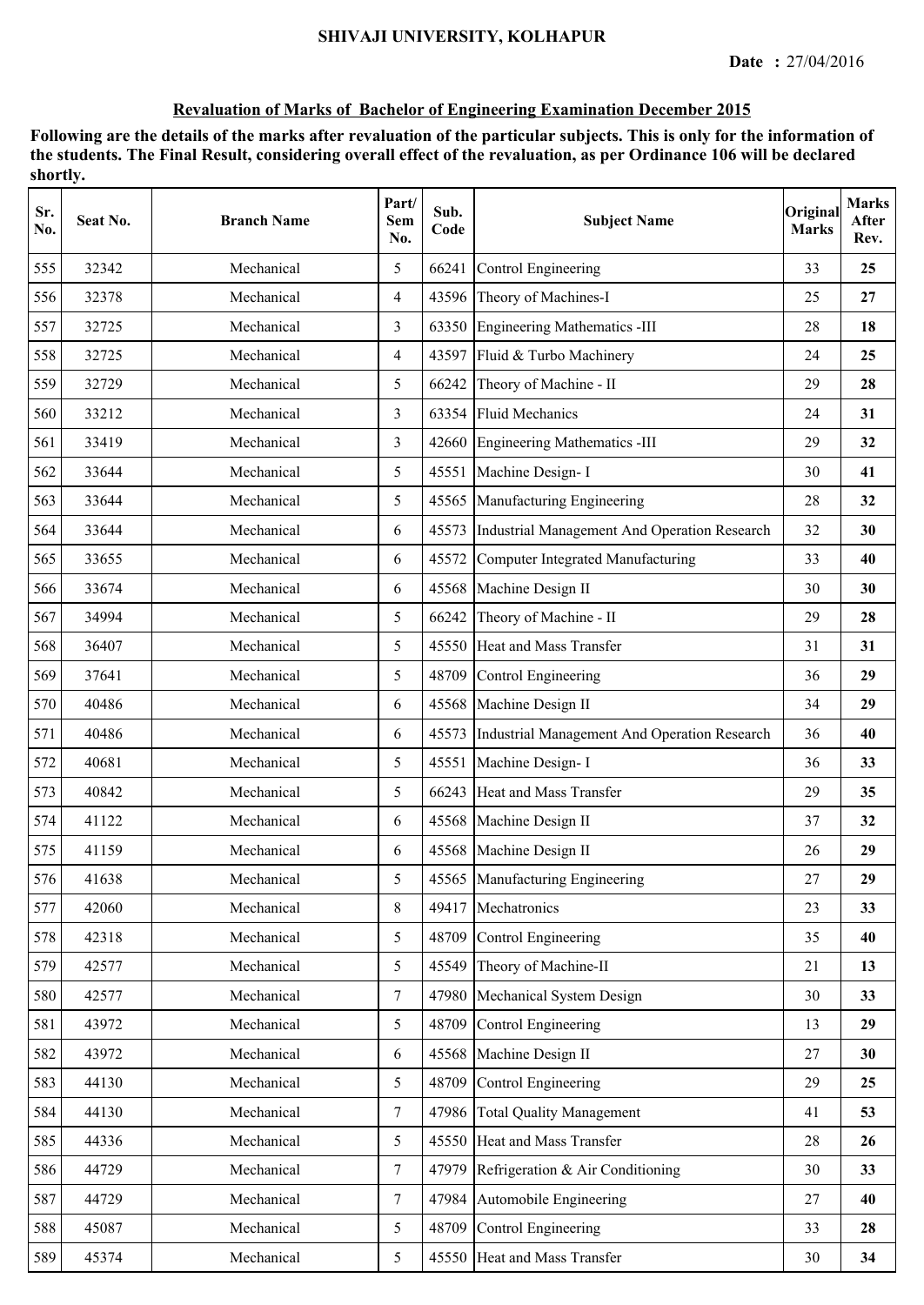## SHIVAJI UNIVERSITY, KOLHAPUR

**Date :** 27/04/2016

**Revaluation of Marks of Bachelor of Engineering Examination December 2015**

**Following are the details of the marks after revaluation of the particular subjects. This is only for the information of the students. The Final Result, considering overall effect of the revaluation, as per Ordinance 106 will be declared shortly.**

| Sr. No. | Seat No. | Branch Name | Part/ Sem No. | Sub. Code | Subject Name | Original Marks | Marks After Rev. |
|---|---|---|---|---|---|---|---|
| 555 | 32342 | Mechanical | 5 | 66241 | Control Engineering | 33 | **25** |
| 556 | 32378 | Mechanical | 4 | 43596 | Theory of Machines-I | 25 | **27** |
| 557 | 32725 | Mechanical | 3 | 63350 | Engineering Mathematics -III | 28 | **18** |
| 558 | 32725 | Mechanical | 4 | 43597 | Fluid & Turbo Machinery | 24 | **25** |
| 559 | 32729 | Mechanical | 5 | 66242 | Theory of Machine - II | 29 | **28** |
| 560 | 33212 | Mechanical | 3 | 63354 | Fluid Mechanics | 24 | **31** |
| 561 | 33419 | Mechanical | 3 | 42660 | Engineering Mathematics -III | 29 | **32** |
| 562 | 33644 | Mechanical | 5 | 45551 | Machine Design- I | 30 | **41** |
| 563 | 33644 | Mechanical | 5 | 45565 | Manufacturing Engineering | 28 | **32** |
| 564 | 33644 | Mechanical | 6 | 45573 | Industrial Management And Operation Research | 32 | **30** |
| 565 | 33655 | Mechanical | 6 | 45572 | Computer Integrated Manufacturing | 33 | **40** |
| 566 | 33674 | Mechanical | 6 | 45568 | Machine Design II | 30 | **30** |
| 567 | 34994 | Mechanical | 5 | 66242 | Theory of Machine - II | 29 | **28** |
| 568 | 36407 | Mechanical | 5 | 45550 | Heat and Mass Transfer | 31 | **31** |
| 569 | 37641 | Mechanical | 5 | 48709 | Control Engineering | 36 | **29** |
| 570 | 40486 | Mechanical | 6 | 45568 | Machine Design II | 34 | **29** |
| 571 | 40486 | Mechanical | 6 | 45573 | Industrial Management And Operation Research | 36 | **40** |
| 572 | 40681 | Mechanical | 5 | 45551 | Machine Design- I | 36 | **33** |
| 573 | 40842 | Mechanical | 5 | 66243 | Heat and Mass Transfer | 29 | **35** |
| 574 | 41122 | Mechanical | 6 | 45568 | Machine Design II | 37 | **32** |
| 575 | 41159 | Mechanical | 6 | 45568 | Machine Design II | 26 | **29** |
| 576 | 41638 | Mechanical | 5 | 45565 | Manufacturing Engineering | 27 | **29** |
| 577 | 42060 | Mechanical | 8 | 49417 | Mechatronics | 23 | **33** |
| 578 | 42318 | Mechanical | 5 | 48709 | Control Engineering | 35 | **40** |
| 579 | 42577 | Mechanical | 5 | 45549 | Theory of Machine-II | 21 | **13** |
| 580 | 42577 | Mechanical | 7 | 47980 | Mechanical System Design | 30 | **33** |
| 581 | 43972 | Mechanical | 5 | 48709 | Control Engineering | 13 | **29** |
| 582 | 43972 | Mechanical | 6 | 45568 | Machine Design II | 27 | **30** |
| 583 | 44130 | Mechanical | 5 | 48709 | Control Engineering | 29 | **25** |
| 584 | 44130 | Mechanical | 7 | 47986 | Total Quality Management | 41 | **53** |
| 585 | 44336 | Mechanical | 5 | 45550 | Heat and Mass Transfer | 28 | **26** |
| 586 | 44729 | Mechanical | 7 | 47979 | Refrigeration & Air Conditioning | 30 | **33** |
| 587 | 44729 | Mechanical | 7 | 47984 | Automobile Engineering | 27 | **40** |
| 588 | 45087 | Mechanical | 5 | 48709 | Control Engineering | 33 | **28** |
| 589 | 45374 | Mechanical | 5 | 45550 | Heat and Mass Transfer | 30 | **34** |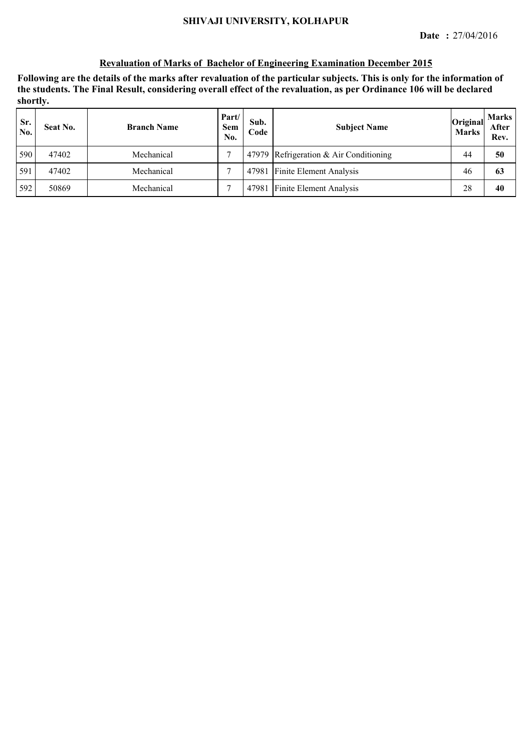**SHIVAJI UNIVERSITY, KOLHAPUR**

**Date :** 27/04/2016

## Revaluation of Marks of Bachelor of Engineering Examination December 2015

**Following are the details of the marks after revaluation of the particular subjects. This is only for the information of the students. The Final Result, considering overall effect of the revaluation, as per Ordinance 106 will be declared shortly.**

| Sr. No. | Seat No. | Branch Name | Part/ Sem No. | Sub. Code | Subject Name | Original Marks | Marks After Rev. |
|---|---|---|---|---|---|---|---|
| 590 | 47402 | Mechanical | 7 | 47979 | Refrigeration & Air Conditioning | 44 | **50** |
| 591 | 47402 | Mechanical | 7 | 47981 | Finite Element Analysis | 46 | **63** |
| 592 | 50869 | Mechanical | 7 | 47981 | Finite Element Analysis | 28 | **40** |